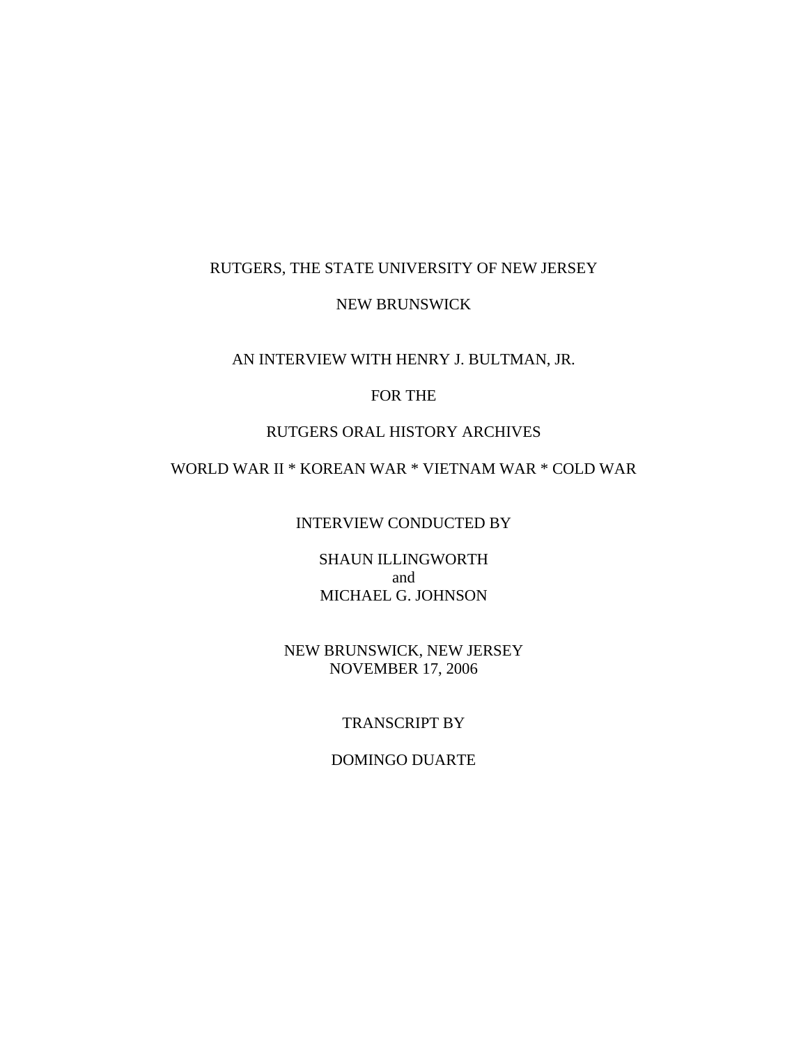RUTGERS, THE STATE UNIVERSITY OF NEW JERSEY

NEW BRUNSWICK

AN INTERVIEW WITH HENRY J. BULTMAN, JR.

FOR THE

RUTGERS ORAL HISTORY ARCHIVES

WORLD WAR II * KOREAN WAR * VIETNAM WAR * COLD WAR

INTERVIEW CONDUCTED BY

SHAUN ILLINGWORTH
and
MICHAEL G. JOHNSON

NEW BRUNSWICK, NEW JERSEY
NOVEMBER 17, 2006

TRANSCRIPT BY

DOMINGO DUARTE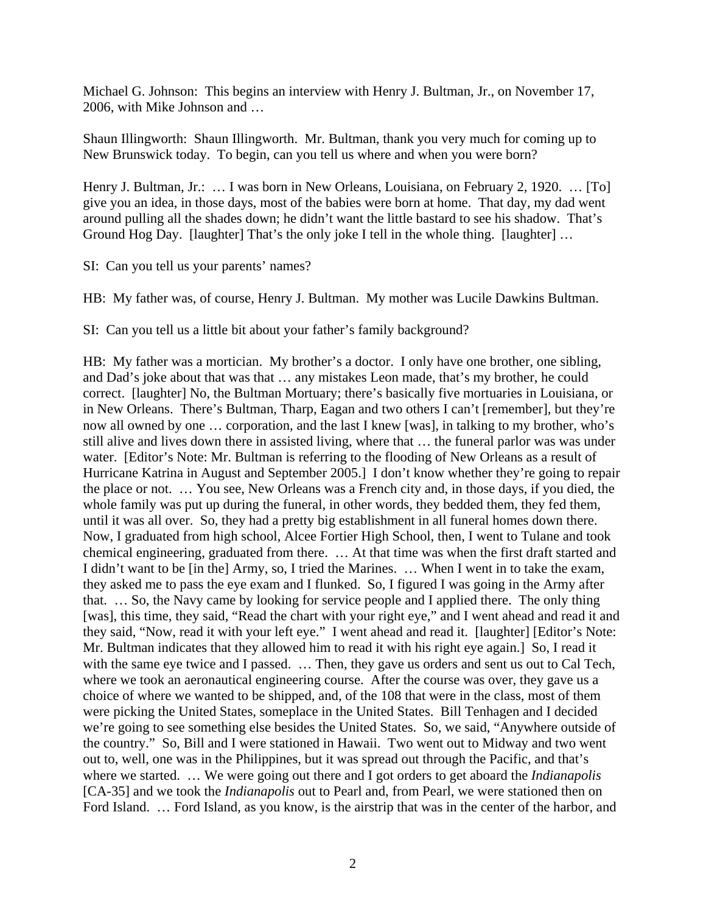Michael G. Johnson: This begins an interview with Henry J. Bultman, Jr., on November 17, 2006, with Mike Johnson and …

Shaun Illingworth: Shaun Illingworth. Mr. Bultman, thank you very much for coming up to New Brunswick today. To begin, can you tell us where and when you were born?

Henry J. Bultman, Jr.: … I was born in New Orleans, Louisiana, on February 2, 1920. … [To] give you an idea, in those days, most of the babies were born at home. That day, my dad went around pulling all the shades down; he didn't want the little bastard to see his shadow. That's Ground Hog Day. [laughter] That's the only joke I tell in the whole thing. [laughter] …

SI: Can you tell us your parents' names?

HB: My father was, of course, Henry J. Bultman. My mother was Lucile Dawkins Bultman.

SI: Can you tell us a little bit about your father's family background?

HB: My father was a mortician. My brother's a doctor. I only have one brother, one sibling, and Dad's joke about that was that … any mistakes Leon made, that's my brother, he could correct. [laughter] No, the Bultman Mortuary; there's basically five mortuaries in Louisiana, or in New Orleans. There's Bultman, Tharp, Eagan and two others I can't [remember], but they're now all owned by one … corporation, and the last I knew [was], in talking to my brother, who's still alive and lives down there in assisted living, where that … the funeral parlor was was under water. [Editor's Note: Mr. Bultman is referring to the flooding of New Orleans as a result of Hurricane Katrina in August and September 2005.] I don't know whether they're going to repair the place or not. … You see, New Orleans was a French city and, in those days, if you died, the whole family was put up during the funeral, in other words, they bedded them, they fed them, until it was all over. So, they had a pretty big establishment in all funeral homes down there. Now, I graduated from high school, Alcee Fortier High School, then, I went to Tulane and took chemical engineering, graduated from there. … At that time was when the first draft started and I didn't want to be [in the] Army, so, I tried the Marines. … When I went in to take the exam, they asked me to pass the eye exam and I flunked. So, I figured I was going in the Army after that. … So, the Navy came by looking for service people and I applied there. The only thing [was], this time, they said, "Read the chart with your right eye," and I went ahead and read it and they said, "Now, read it with your left eye." I went ahead and read it. [laughter] [Editor's Note: Mr. Bultman indicates that they allowed him to read it with his right eye again.] So, I read it with the same eye twice and I passed. … Then, they gave us orders and sent us out to Cal Tech, where we took an aeronautical engineering course. After the course was over, they gave us a choice of where we wanted to be shipped, and, of the 108 that were in the class, most of them were picking the United States, someplace in the United States. Bill Tenhagen and I decided we're going to see something else besides the United States. So, we said, "Anywhere outside of the country." So, Bill and I were stationed in Hawaii. Two went out to Midway and two went out to, well, one was in the Philippines, but it was spread out through the Pacific, and that's where we started. … We were going out there and I got orders to get aboard the *Indianapolis* [CA-35] and we took the *Indianapolis* out to Pearl and, from Pearl, we were stationed then on Ford Island. … Ford Island, as you know, is the airstrip that was in the center of the harbor, and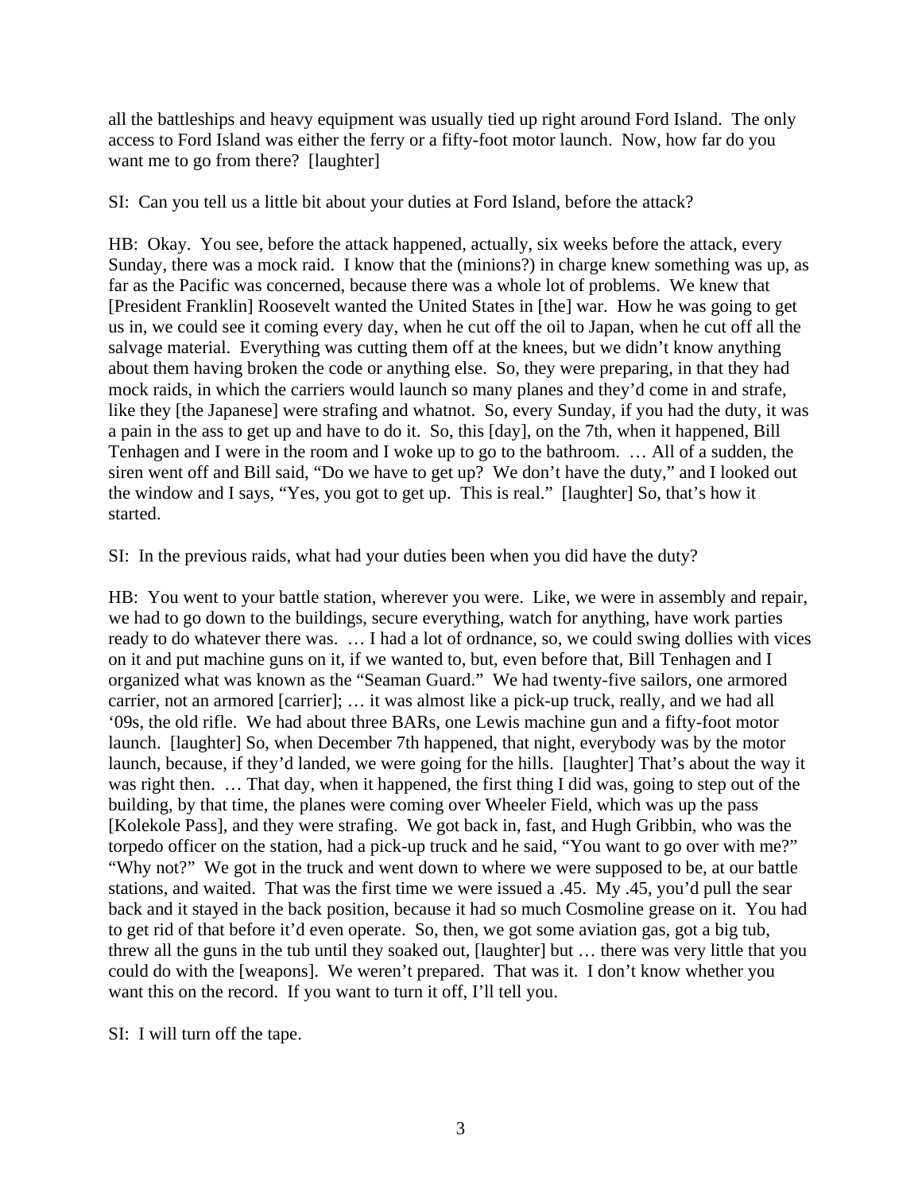all the battleships and heavy equipment was usually tied up right around Ford Island. The only access to Ford Island was either the ferry or a fifty-foot motor launch. Now, how far do you want me to go from there? [laughter]

SI: Can you tell us a little bit about your duties at Ford Island, before the attack?

HB: Okay. You see, before the attack happened, actually, six weeks before the attack, every Sunday, there was a mock raid. I know that the (minions?) in charge knew something was up, as far as the Pacific was concerned, because there was a whole lot of problems. We knew that [President Franklin] Roosevelt wanted the United States in [the] war. How he was going to get us in, we could see it coming every day, when he cut off the oil to Japan, when he cut off all the salvage material. Everything was cutting them off at the knees, but we didn't know anything about them having broken the code or anything else. So, they were preparing, in that they had mock raids, in which the carriers would launch so many planes and they'd come in and strafe, like they [the Japanese] were strafing and whatnot. So, every Sunday, if you had the duty, it was a pain in the ass to get up and have to do it. So, this [day], on the 7th, when it happened, Bill Tenhagen and I were in the room and I woke up to go to the bathroom. … All of a sudden, the siren went off and Bill said, "Do we have to get up? We don't have the duty," and I looked out the window and I says, "Yes, you got to get up. This is real." [laughter] So, that's how it started.

SI: In the previous raids, what had your duties been when you did have the duty?

HB: You went to your battle station, wherever you were. Like, we were in assembly and repair, we had to go down to the buildings, secure everything, watch for anything, have work parties ready to do whatever there was. … I had a lot of ordnance, so, we could swing dollies with vices on it and put machine guns on it, if we wanted to, but, even before that, Bill Tenhagen and I organized what was known as the "Seaman Guard." We had twenty-five sailors, one armored carrier, not an armored [carrier]; … it was almost like a pick-up truck, really, and we had all '09s, the old rifle. We had about three BARs, one Lewis machine gun and a fifty-foot motor launch. [laughter] So, when December 7th happened, that night, everybody was by the motor launch, because, if they'd landed, we were going for the hills. [laughter] That's about the way it was right then. … That day, when it happened, the first thing I did was, going to step out of the building, by that time, the planes were coming over Wheeler Field, which was up the pass [Kolekole Pass], and they were strafing. We got back in, fast, and Hugh Gribbin, who was the torpedo officer on the station, had a pick-up truck and he said, "You want to go over with me?" "Why not?" We got in the truck and went down to where we were supposed to be, at our battle stations, and waited. That was the first time we were issued a .45. My .45, you'd pull the sear back and it stayed in the back position, because it had so much Cosmoline grease on it. You had to get rid of that before it'd even operate. So, then, we got some aviation gas, got a big tub, threw all the guns in the tub until they soaked out, [laughter] but … there was very little that you could do with the [weapons]. We weren't prepared. That was it. I don't know whether you want this on the record. If you want to turn it off, I'll tell you.

SI: I will turn off the tape.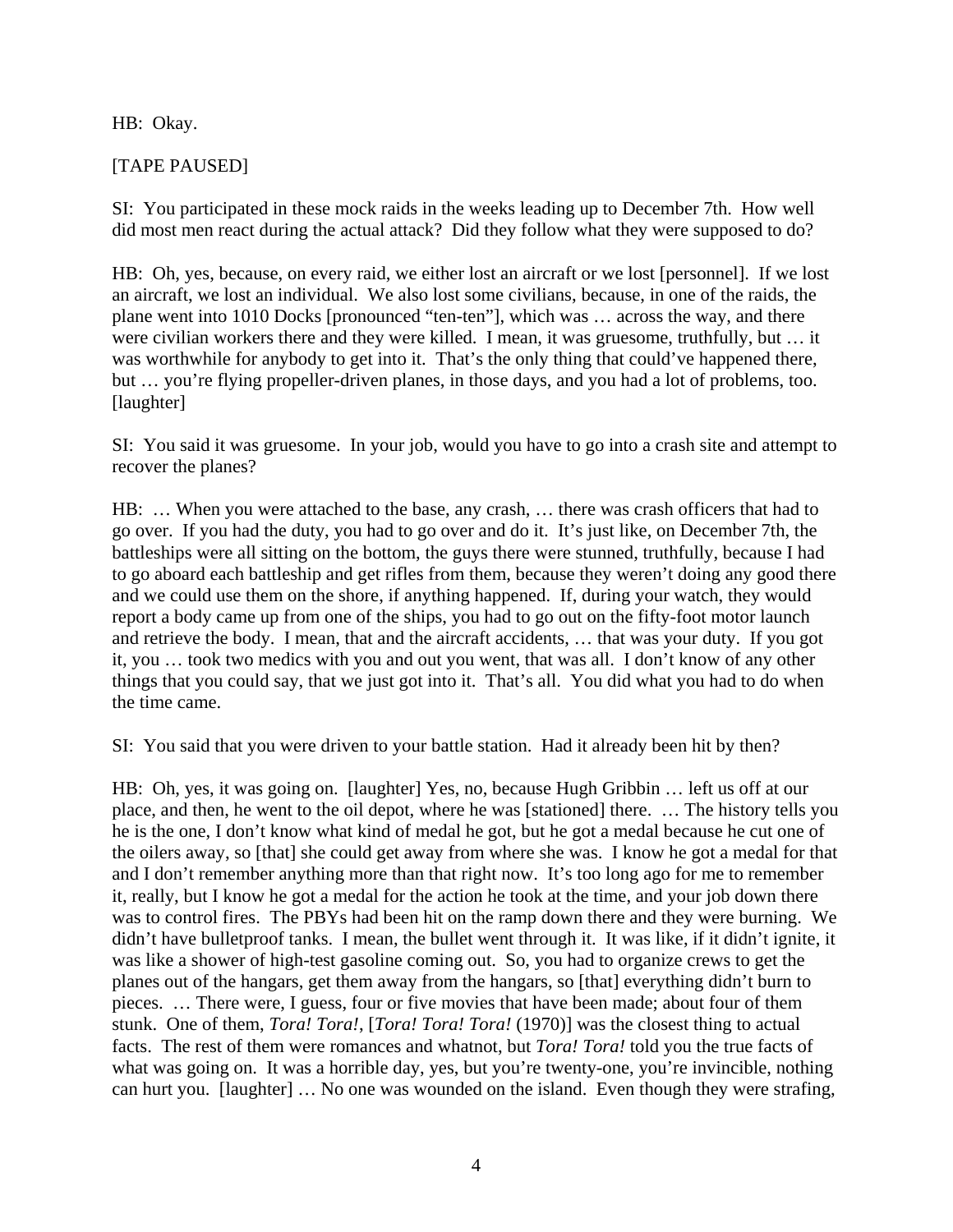HB: Okay.

[TAPE PAUSED]

SI: You participated in these mock raids in the weeks leading up to December 7th. How well did most men react during the actual attack? Did they follow what they were supposed to do?

HB: Oh, yes, because, on every raid, we either lost an aircraft or we lost [personnel]. If we lost an aircraft, we lost an individual. We also lost some civilians, because, in one of the raids, the plane went into 1010 Docks [pronounced "ten-ten"], which was … across the way, and there were civilian workers there and they were killed. I mean, it was gruesome, truthfully, but … it was worthwhile for anybody to get into it. That's the only thing that could've happened there, but … you're flying propeller-driven planes, in those days, and you had a lot of problems, too. [laughter]

SI: You said it was gruesome. In your job, would you have to go into a crash site and attempt to recover the planes?

HB: … When you were attached to the base, any crash, … there was crash officers that had to go over. If you had the duty, you had to go over and do it. It's just like, on December 7th, the battleships were all sitting on the bottom, the guys there were stunned, truthfully, because I had to go aboard each battleship and get rifles from them, because they weren't doing any good there and we could use them on the shore, if anything happened. If, during your watch, they would report a body came up from one of the ships, you had to go out on the fifty-foot motor launch and retrieve the body. I mean, that and the aircraft accidents, … that was your duty. If you got it, you … took two medics with you and out you went, that was all. I don't know of any other things that you could say, that we just got into it. That's all. You did what you had to do when the time came.

SI: You said that you were driven to your battle station. Had it already been hit by then?

HB: Oh, yes, it was going on. [laughter] Yes, no, because Hugh Gribbin … left us off at our place, and then, he went to the oil depot, where he was [stationed] there. … The history tells you he is the one, I don't know what kind of medal he got, but he got a medal because he cut one of the oilers away, so [that] she could get away from where she was. I know he got a medal for that and I don't remember anything more than that right now. It's too long ago for me to remember it, really, but I know he got a medal for the action he took at the time, and your job down there was to control fires. The PBYs had been hit on the ramp down there and they were burning. We didn't have bulletproof tanks. I mean, the bullet went through it. It was like, if it didn't ignite, it was like a shower of high-test gasoline coming out. So, you had to organize crews to get the planes out of the hangars, get them away from the hangars, so [that] everything didn't burn to pieces. … There were, I guess, four or five movies that have been made; about four of them stunk. One of them, *Tora! Tora!*, [*Tora! Tora! Tora!* (1970)] was the closest thing to actual facts. The rest of them were romances and whatnot, but *Tora! Tora!* told you the true facts of what was going on. It was a horrible day, yes, but you're twenty-one, you're invincible, nothing can hurt you. [laughter] … No one was wounded on the island. Even though they were strafing,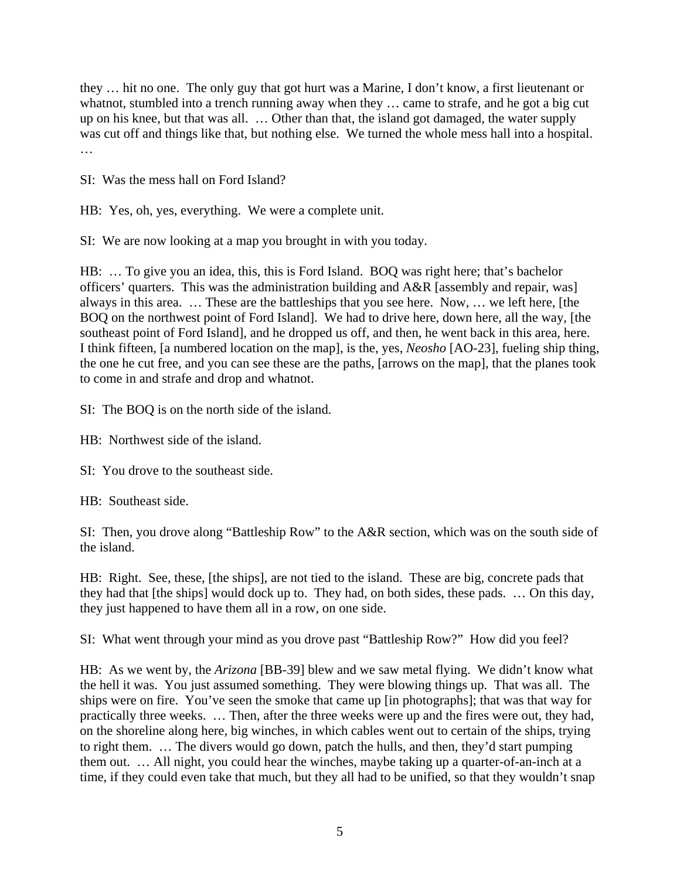they … hit no one. The only guy that got hurt was a Marine, I don't know, a first lieutenant or whatnot, stumbled into a trench running away when they … came to strafe, and he got a big cut up on his knee, but that was all. … Other than that, the island got damaged, the water supply was cut off and things like that, but nothing else. We turned the whole mess hall into a hospital. …

SI: Was the mess hall on Ford Island?

HB: Yes, oh, yes, everything. We were a complete unit.

SI: We are now looking at a map you brought in with you today.

HB: … To give you an idea, this, this is Ford Island. BOQ was right here; that's bachelor officers' quarters. This was the administration building and A&R [assembly and repair, was] always in this area. … These are the battleships that you see here. Now, … we left here, [the BOQ on the northwest point of Ford Island]. We had to drive here, down here, all the way, [the southeast point of Ford Island], and he dropped us off, and then, he went back in this area, here. I think fifteen, [a numbered location on the map], is the, yes, *Neosho* [AO-23], fueling ship thing, the one he cut free, and you can see these are the paths, [arrows on the map], that the planes took to come in and strafe and drop and whatnot.

SI: The BOQ is on the north side of the island.

HB: Northwest side of the island.

SI: You drove to the southeast side.

HB: Southeast side.

SI: Then, you drove along "Battleship Row" to the A&R section, which was on the south side of the island.

HB: Right. See, these, [the ships], are not tied to the island. These are big, concrete pads that they had that [the ships] would dock up to. They had, on both sides, these pads. … On this day, they just happened to have them all in a row, on one side.

SI: What went through your mind as you drove past "Battleship Row?" How did you feel?

HB: As we went by, the *Arizona* [BB-39] blew and we saw metal flying. We didn't know what the hell it was. You just assumed something. They were blowing things up. That was all. The ships were on fire. You've seen the smoke that came up [in photographs]; that was that way for practically three weeks. … Then, after the three weeks were up and the fires were out, they had, on the shoreline along here, big winches, in which cables went out to certain of the ships, trying to right them. … The divers would go down, patch the hulls, and then, they'd start pumping them out. … All night, you could hear the winches, maybe taking up a quarter-of-an-inch at a time, if they could even take that much, but they all had to be unified, so that they wouldn't snap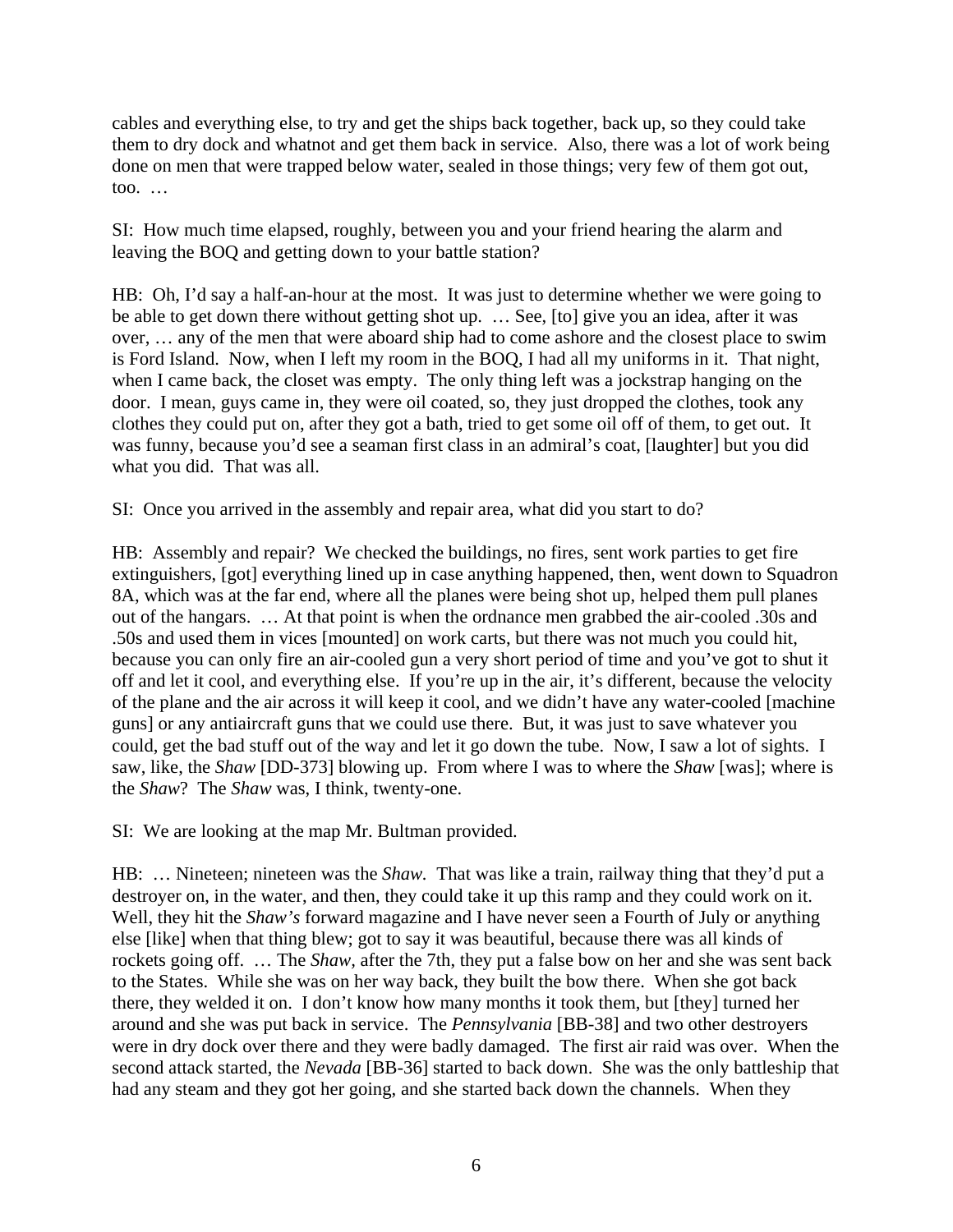cables and everything else, to try and get the ships back together, back up, so they could take them to dry dock and whatnot and get them back in service. Also, there was a lot of work being done on men that were trapped below water, sealed in those things; very few of them got out, too. …

SI: How much time elapsed, roughly, between you and your friend hearing the alarm and leaving the BOQ and getting down to your battle station?

HB: Oh, I'd say a half-an-hour at the most. It was just to determine whether we were going to be able to get down there without getting shot up. … See, [to] give you an idea, after it was over, … any of the men that were aboard ship had to come ashore and the closest place to swim is Ford Island. Now, when I left my room in the BOQ, I had all my uniforms in it. That night, when I came back, the closet was empty. The only thing left was a jockstrap hanging on the door. I mean, guys came in, they were oil coated, so, they just dropped the clothes, took any clothes they could put on, after they got a bath, tried to get some oil off of them, to get out. It was funny, because you'd see a seaman first class in an admiral's coat, [laughter] but you did what you did. That was all.

SI: Once you arrived in the assembly and repair area, what did you start to do?

HB: Assembly and repair? We checked the buildings, no fires, sent work parties to get fire extinguishers, [got] everything lined up in case anything happened, then, went down to Squadron 8A, which was at the far end, where all the planes were being shot up, helped them pull planes out of the hangars. … At that point is when the ordnance men grabbed the air-cooled .30s and .50s and used them in vices [mounted] on work carts, but there was not much you could hit, because you can only fire an air-cooled gun a very short period of time and you've got to shut it off and let it cool, and everything else. If you're up in the air, it's different, because the velocity of the plane and the air across it will keep it cool, and we didn't have any water-cooled [machine guns] or any antiaircraft guns that we could use there. But, it was just to save whatever you could, get the bad stuff out of the way and let it go down the tube. Now, I saw a lot of sights. I saw, like, the *Shaw* [DD-373] blowing up. From where I was to where the *Shaw* [was]; where is the *Shaw*? The *Shaw* was, I think, twenty-one.

SI: We are looking at the map Mr. Bultman provided.

HB: … Nineteen; nineteen was the *Shaw*. That was like a train, railway thing that they'd put a destroyer on, in the water, and then, they could take it up this ramp and they could work on it. Well, they hit the *Shaw's* forward magazine and I have never seen a Fourth of July or anything else [like] when that thing blew; got to say it was beautiful, because there was all kinds of rockets going off. … The *Shaw*, after the 7th, they put a false bow on her and she was sent back to the States. While she was on her way back, they built the bow there. When she got back there, they welded it on. I don't know how many months it took them, but [they] turned her around and she was put back in service. The *Pennsylvania* [BB-38] and two other destroyers were in dry dock over there and they were badly damaged. The first air raid was over. When the second attack started, the *Nevada* [BB-36] started to back down. She was the only battleship that had any steam and they got her going, and she started back down the channels. When they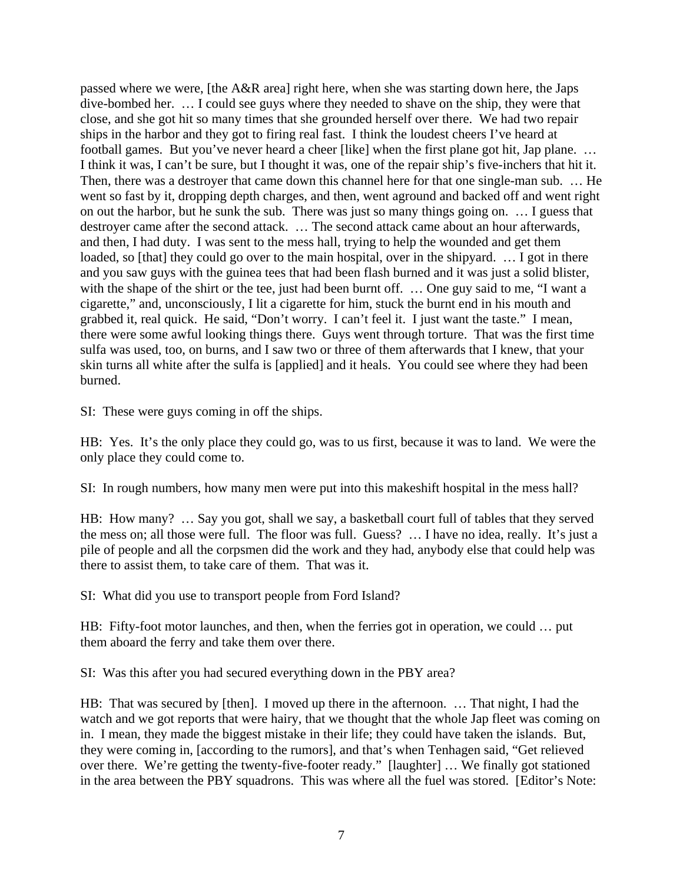passed where we were, [the A&R area] right here, when she was starting down here, the Japs dive-bombed her. … I could see guys where they needed to shave on the ship, they were that close, and she got hit so many times that she grounded herself over there. We had two repair ships in the harbor and they got to firing real fast. I think the loudest cheers I've heard at football games. But you've never heard a cheer [like] when the first plane got hit, Jap plane. … I think it was, I can't be sure, but I thought it was, one of the repair ship's five-inchers that hit it. Then, there was a destroyer that came down this channel here for that one single-man sub. … He went so fast by it, dropping depth charges, and then, went aground and backed off and went right on out the harbor, but he sunk the sub. There was just so many things going on. … I guess that destroyer came after the second attack. … The second attack came about an hour afterwards, and then, I had duty. I was sent to the mess hall, trying to help the wounded and get them loaded, so [that] they could go over to the main hospital, over in the shipyard. … I got in there and you saw guys with the guinea tees that had been flash burned and it was just a solid blister, with the shape of the shirt or the tee, just had been burnt off. … One guy said to me, "I want a cigarette," and, unconsciously, I lit a cigarette for him, stuck the burnt end in his mouth and grabbed it, real quick. He said, "Don't worry. I can't feel it. I just want the taste." I mean, there were some awful looking things there. Guys went through torture. That was the first time sulfa was used, too, on burns, and I saw two or three of them afterwards that I knew, that your skin turns all white after the sulfa is [applied] and it heals. You could see where they had been burned.

SI: These were guys coming in off the ships.

HB: Yes. It's the only place they could go, was to us first, because it was to land. We were the only place they could come to.

SI: In rough numbers, how many men were put into this makeshift hospital in the mess hall?

HB: How many? … Say you got, shall we say, a basketball court full of tables that they served the mess on; all those were full. The floor was full. Guess? … I have no idea, really. It's just a pile of people and all the corpsmen did the work and they had, anybody else that could help was there to assist them, to take care of them. That was it.

SI: What did you use to transport people from Ford Island?

HB: Fifty-foot motor launches, and then, when the ferries got in operation, we could … put them aboard the ferry and take them over there.

SI: Was this after you had secured everything down in the PBY area?

HB: That was secured by [then]. I moved up there in the afternoon. … That night, I had the watch and we got reports that were hairy, that we thought that the whole Jap fleet was coming on in. I mean, they made the biggest mistake in their life; they could have taken the islands. But, they were coming in, [according to the rumors], and that's when Tenhagen said, "Get relieved over there. We're getting the twenty-five-footer ready." [laughter] … We finally got stationed in the area between the PBY squadrons. This was where all the fuel was stored. [Editor's Note: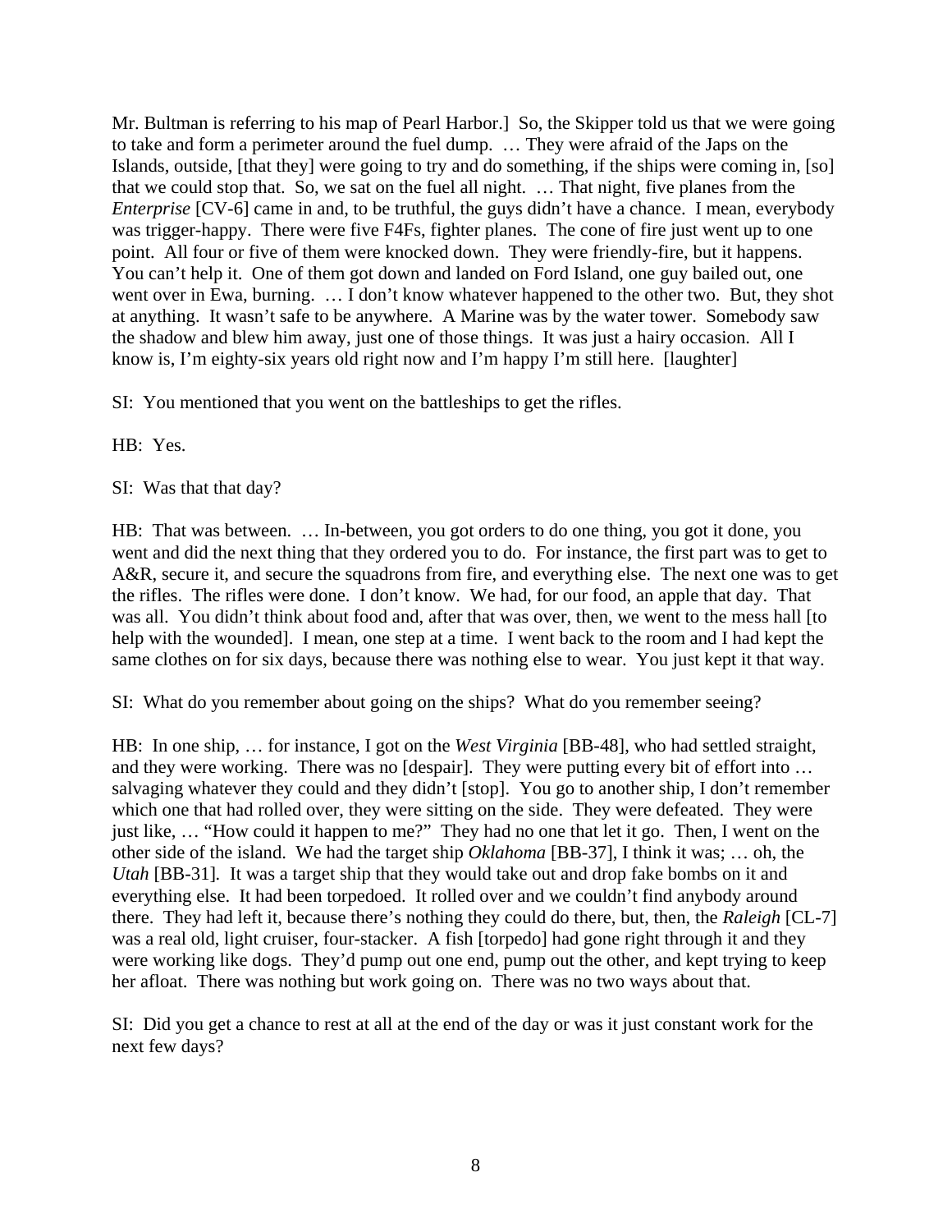Mr. Bultman is referring to his map of Pearl Harbor.] So, the Skipper told us that we were going to take and form a perimeter around the fuel dump. … They were afraid of the Japs on the Islands, outside, [that they] were going to try and do something, if the ships were coming in, [so] that we could stop that. So, we sat on the fuel all night. … That night, five planes from the *Enterprise* [CV-6] came in and, to be truthful, the guys didn't have a chance. I mean, everybody was trigger-happy. There were five F4Fs, fighter planes. The cone of fire just went up to one point. All four or five of them were knocked down. They were friendly-fire, but it happens. You can't help it. One of them got down and landed on Ford Island, one guy bailed out, one went over in Ewa, burning. … I don't know whatever happened to the other two. But, they shot at anything. It wasn't safe to be anywhere. A Marine was by the water tower. Somebody saw the shadow and blew him away, just one of those things. It was just a hairy occasion. All I know is, I'm eighty-six years old right now and I'm happy I'm still here. [laughter]

SI: You mentioned that you went on the battleships to get the rifles.

HB: Yes.

SI: Was that that day?

HB: That was between. … In-between, you got orders to do one thing, you got it done, you went and did the next thing that they ordered you to do. For instance, the first part was to get to A&R, secure it, and secure the squadrons from fire, and everything else. The next one was to get the rifles. The rifles were done. I don't know. We had, for our food, an apple that day. That was all. You didn't think about food and, after that was over, then, we went to the mess hall [to help with the wounded]. I mean, one step at a time. I went back to the room and I had kept the same clothes on for six days, because there was nothing else to wear. You just kept it that way.

SI: What do you remember about going on the ships? What do you remember seeing?

HB: In one ship, … for instance, I got on the *West Virginia* [BB-48], who had settled straight, and they were working. There was no [despair]. They were putting every bit of effort into … salvaging whatever they could and they didn't [stop]. You go to another ship, I don't remember which one that had rolled over, they were sitting on the side. They were defeated. They were just like, … "How could it happen to me?" They had no one that let it go. Then, I went on the other side of the island. We had the target ship *Oklahoma* [BB-37], I think it was; … oh, the *Utah* [BB-31]. It was a target ship that they would take out and drop fake bombs on it and everything else. It had been torpedoed. It rolled over and we couldn't find anybody around there. They had left it, because there's nothing they could do there, but, then, the *Raleigh* [CL-7] was a real old, light cruiser, four-stacker. A fish [torpedo] had gone right through it and they were working like dogs. They'd pump out one end, pump out the other, and kept trying to keep her afloat. There was nothing but work going on. There was no two ways about that.

SI: Did you get a chance to rest at all at the end of the day or was it just constant work for the next few days?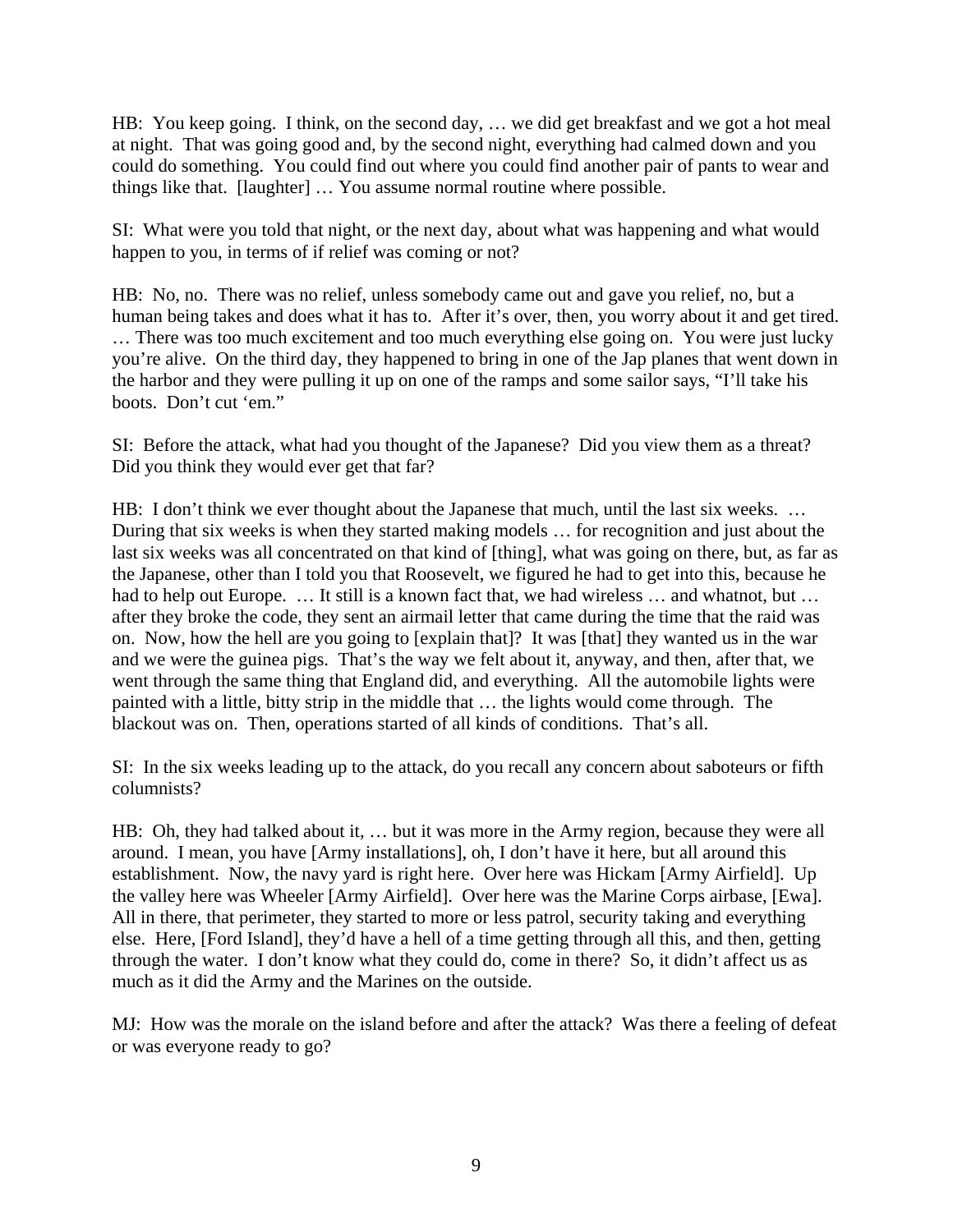HB: You keep going. I think, on the second day, … we did get breakfast and we got a hot meal at night. That was going good and, by the second night, everything had calmed down and you could do something. You could find out where you could find another pair of pants to wear and things like that. [laughter] … You assume normal routine where possible.

SI: What were you told that night, or the next day, about what was happening and what would happen to you, in terms of if relief was coming or not?

HB: No, no. There was no relief, unless somebody came out and gave you relief, no, but a human being takes and does what it has to. After it's over, then, you worry about it and get tired. … There was too much excitement and too much everything else going on. You were just lucky you're alive. On the third day, they happened to bring in one of the Jap planes that went down in the harbor and they were pulling it up on one of the ramps and some sailor says, "I'll take his boots. Don't cut 'em."

SI: Before the attack, what had you thought of the Japanese? Did you view them as a threat? Did you think they would ever get that far?

HB: I don't think we ever thought about the Japanese that much, until the last six weeks. … During that six weeks is when they started making models … for recognition and just about the last six weeks was all concentrated on that kind of [thing], what was going on there, but, as far as the Japanese, other than I told you that Roosevelt, we figured he had to get into this, because he had to help out Europe. … It still is a known fact that, we had wireless … and whatnot, but … after they broke the code, they sent an airmail letter that came during the time that the raid was on. Now, how the hell are you going to [explain that]? It was [that] they wanted us in the war and we were the guinea pigs. That's the way we felt about it, anyway, and then, after that, we went through the same thing that England did, and everything. All the automobile lights were painted with a little, bitty strip in the middle that … the lights would come through. The blackout was on. Then, operations started of all kinds of conditions. That's all.

SI: In the six weeks leading up to the attack, do you recall any concern about saboteurs or fifth columnists?

HB: Oh, they had talked about it, … but it was more in the Army region, because they were all around. I mean, you have [Army installations], oh, I don't have it here, but all around this establishment. Now, the navy yard is right here. Over here was Hickam [Army Airfield]. Up the valley here was Wheeler [Army Airfield]. Over here was the Marine Corps airbase, [Ewa]. All in there, that perimeter, they started to more or less patrol, security taking and everything else. Here, [Ford Island], they'd have a hell of a time getting through all this, and then, getting through the water. I don't know what they could do, come in there? So, it didn't affect us as much as it did the Army and the Marines on the outside.

MJ: How was the morale on the island before and after the attack? Was there a feeling of defeat or was everyone ready to go?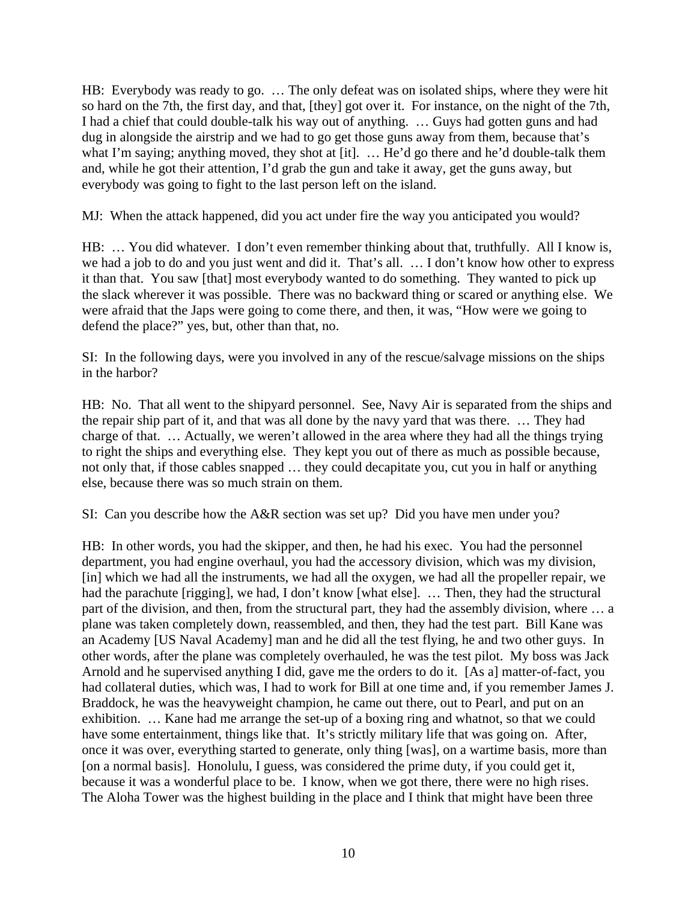HB: Everybody was ready to go. … The only defeat was on isolated ships, where they were hit so hard on the 7th, the first day, and that, [they] got over it. For instance, on the night of the 7th, I had a chief that could double-talk his way out of anything. … Guys had gotten guns and had dug in alongside the airstrip and we had to go get those guns away from them, because that's what I'm saying; anything moved, they shot at [it]. … He'd go there and he'd double-talk them and, while he got their attention, I'd grab the gun and take it away, get the guns away, but everybody was going to fight to the last person left on the island.

MJ: When the attack happened, did you act under fire the way you anticipated you would?

HB: … You did whatever. I don't even remember thinking about that, truthfully. All I know is, we had a job to do and you just went and did it. That's all. … I don't know how other to express it than that. You saw [that] most everybody wanted to do something. They wanted to pick up the slack wherever it was possible. There was no backward thing or scared or anything else. We were afraid that the Japs were going to come there, and then, it was, "How were we going to defend the place?" yes, but, other than that, no.

SI: In the following days, were you involved in any of the rescue/salvage missions on the ships in the harbor?

HB: No. That all went to the shipyard personnel. See, Navy Air is separated from the ships and the repair ship part of it, and that was all done by the navy yard that was there. … They had charge of that. … Actually, we weren't allowed in the area where they had all the things trying to right the ships and everything else. They kept you out of there as much as possible because, not only that, if those cables snapped … they could decapitate you, cut you in half or anything else, because there was so much strain on them.

SI: Can you describe how the A&R section was set up? Did you have men under you?

HB: In other words, you had the skipper, and then, he had his exec. You had the personnel department, you had engine overhaul, you had the accessory division, which was my division, [in] which we had all the instruments, we had all the oxygen, we had all the propeller repair, we had the parachute [rigging], we had, I don't know [what else]. … Then, they had the structural part of the division, and then, from the structural part, they had the assembly division, where … a plane was taken completely down, reassembled, and then, they had the test part. Bill Kane was an Academy [US Naval Academy] man and he did all the test flying, he and two other guys. In other words, after the plane was completely overhauled, he was the test pilot. My boss was Jack Arnold and he supervised anything I did, gave me the orders to do it. [As a] matter-of-fact, you had collateral duties, which was, I had to work for Bill at one time and, if you remember James J. Braddock, he was the heavyweight champion, he came out there, out to Pearl, and put on an exhibition. … Kane had me arrange the set-up of a boxing ring and whatnot, so that we could have some entertainment, things like that. It's strictly military life that was going on. After, once it was over, everything started to generate, only thing [was], on a wartime basis, more than [on a normal basis]. Honolulu, I guess, was considered the prime duty, if you could get it, because it was a wonderful place to be. I know, when we got there, there were no high rises. The Aloha Tower was the highest building in the place and I think that might have been three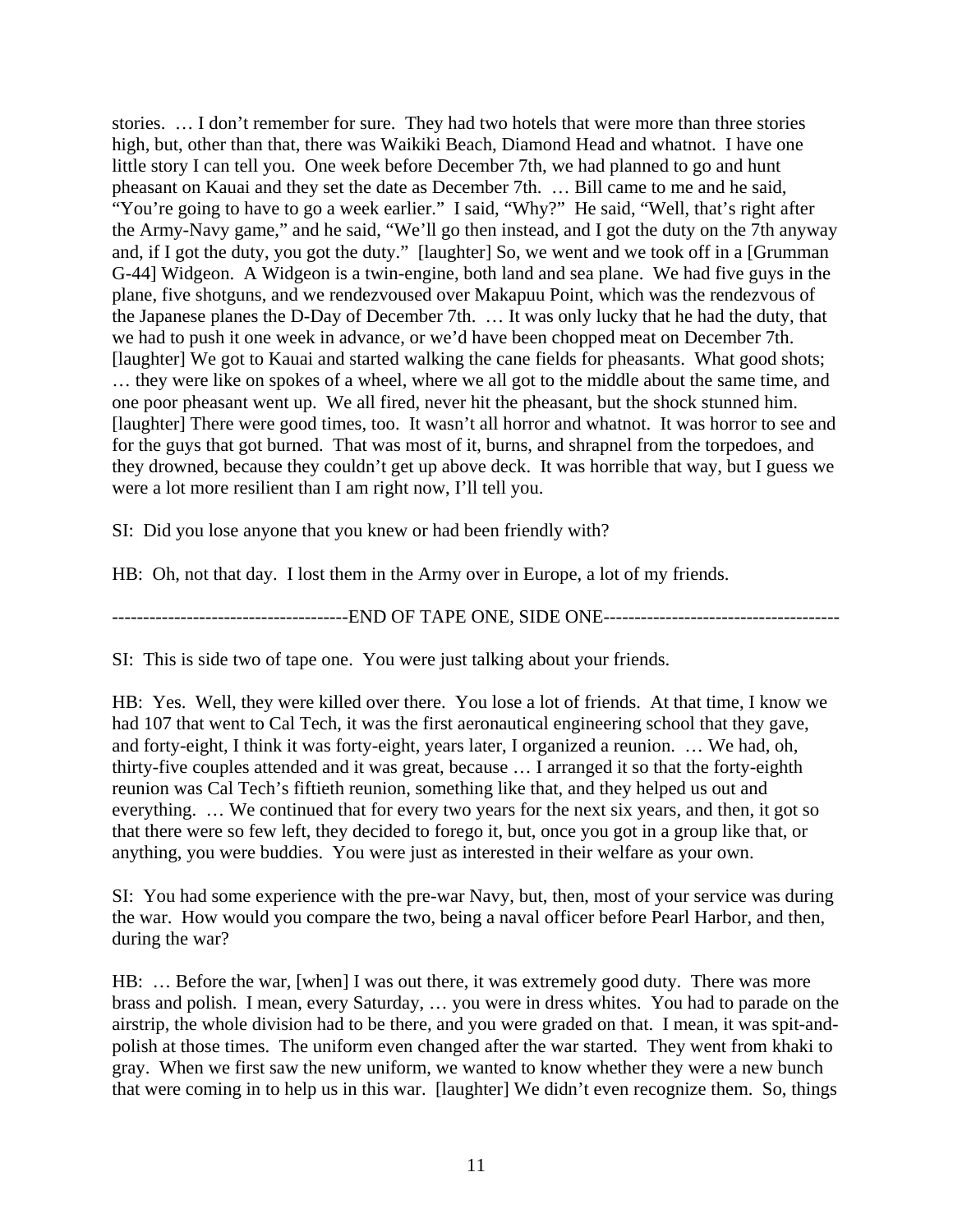stories. … I don't remember for sure. They had two hotels that were more than three stories high, but, other than that, there was Waikiki Beach, Diamond Head and whatnot. I have one little story I can tell you. One week before December 7th, we had planned to go and hunt pheasant on Kauai and they set the date as December 7th. … Bill came to me and he said, "You're going to have to go a week earlier." I said, "Why?" He said, "Well, that's right after the Army-Navy game," and he said, "We'll go then instead, and I got the duty on the 7th anyway and, if I got the duty, you got the duty." [laughter] So, we went and we took off in a [Grumman G-44] Widgeon. A Widgeon is a twin-engine, both land and sea plane. We had five guys in the plane, five shotguns, and we rendezvoused over Makapuu Point, which was the rendezvous of the Japanese planes the D-Day of December 7th. … It was only lucky that he had the duty, that we had to push it one week in advance, or we'd have been chopped meat on December 7th. [laughter] We got to Kauai and started walking the cane fields for pheasants. What good shots; … they were like on spokes of a wheel, where we all got to the middle about the same time, and one poor pheasant went up. We all fired, never hit the pheasant, but the shock stunned him. [laughter] There were good times, too. It wasn't all horror and whatnot. It was horror to see and for the guys that got burned. That was most of it, burns, and shrapnel from the torpedoes, and they drowned, because they couldn't get up above deck. It was horrible that way, but I guess we were a lot more resilient than I am right now, I'll tell you.

SI: Did you lose anyone that you knew or had been friendly with?

HB: Oh, not that day. I lost them in the Army over in Europe, a lot of my friends.

--------------------------------------END OF TAPE ONE, SIDE ONE--------------------------------------

SI: This is side two of tape one. You were just talking about your friends.

HB: Yes. Well, they were killed over there. You lose a lot of friends. At that time, I know we had 107 that went to Cal Tech, it was the first aeronautical engineering school that they gave, and forty-eight, I think it was forty-eight, years later, I organized a reunion. … We had, oh, thirty-five couples attended and it was great, because … I arranged it so that the forty-eighth reunion was Cal Tech's fiftieth reunion, something like that, and they helped us out and everything. … We continued that for every two years for the next six years, and then, it got so that there were so few left, they decided to forego it, but, once you got in a group like that, or anything, you were buddies. You were just as interested in their welfare as your own.

SI: You had some experience with the pre-war Navy, but, then, most of your service was during the war. How would you compare the two, being a naval officer before Pearl Harbor, and then, during the war?

HB: … Before the war, [when] I was out there, it was extremely good duty. There was more brass and polish. I mean, every Saturday, … you were in dress whites. You had to parade on the airstrip, the whole division had to be there, and you were graded on that. I mean, it was spit-and-polish at those times. The uniform even changed after the war started. They went from khaki to gray. When we first saw the new uniform, we wanted to know whether they were a new bunch that were coming in to help us in this war. [laughter] We didn't even recognize them. So, things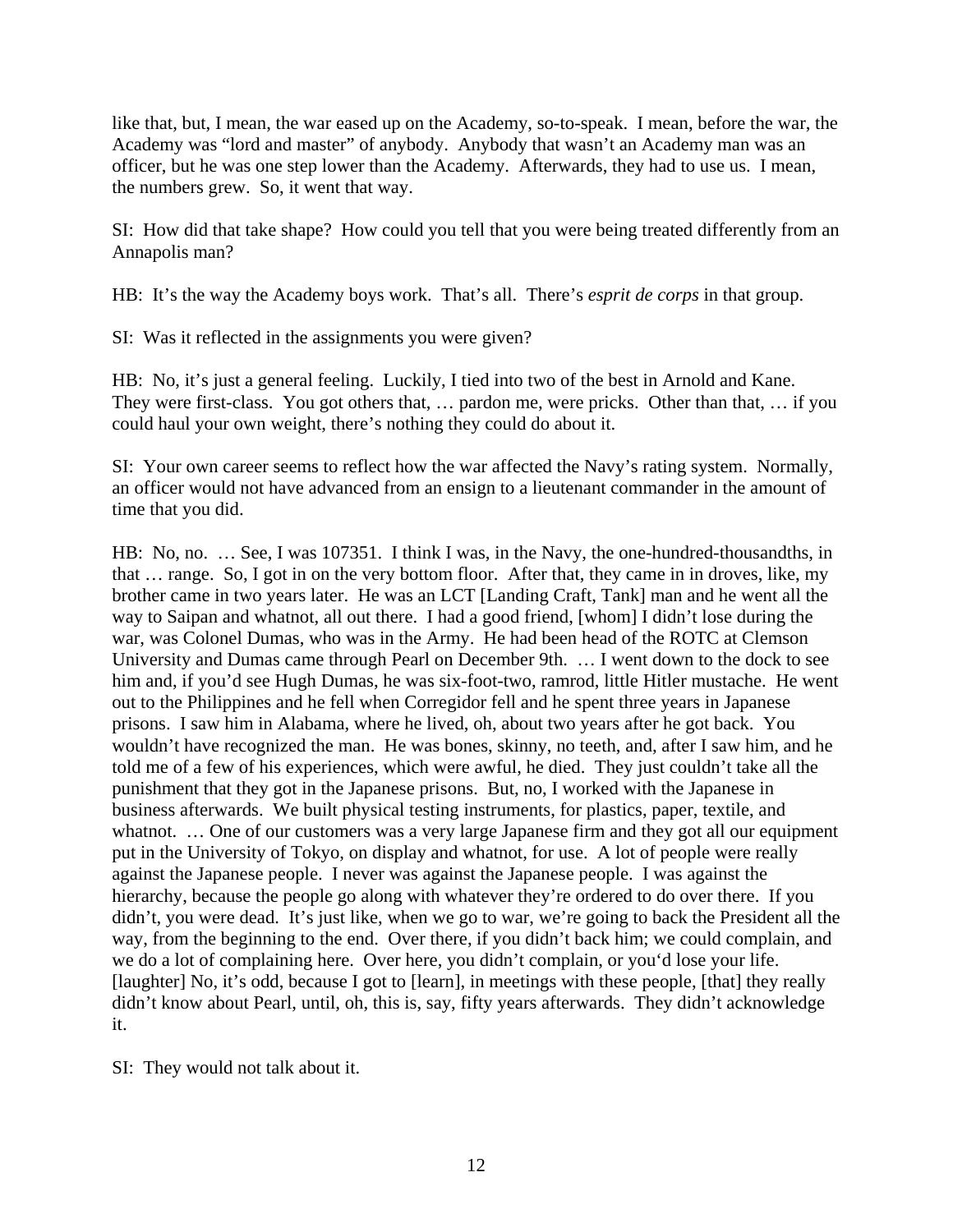like that, but, I mean, the war eased up on the Academy, so-to-speak. I mean, before the war, the Academy was "lord and master" of anybody. Anybody that wasn't an Academy man was an officer, but he was one step lower than the Academy. Afterwards, they had to use us. I mean, the numbers grew. So, it went that way.

SI: How did that take shape? How could you tell that you were being treated differently from an Annapolis man?

HB: It's the way the Academy boys work. That's all. There's *esprit de corps* in that group.

SI: Was it reflected in the assignments you were given?

HB: No, it's just a general feeling. Luckily, I tied into two of the best in Arnold and Kane. They were first-class. You got others that, … pardon me, were pricks. Other than that, … if you could haul your own weight, there's nothing they could do about it.

SI: Your own career seems to reflect how the war affected the Navy's rating system. Normally, an officer would not have advanced from an ensign to a lieutenant commander in the amount of time that you did.

HB: No, no. … See, I was 107351. I think I was, in the Navy, the one-hundred-thousandths, in that … range. So, I got in on the very bottom floor. After that, they came in in droves, like, my brother came in two years later. He was an LCT [Landing Craft, Tank] man and he went all the way to Saipan and whatnot, all out there. I had a good friend, [whom] I didn't lose during the war, was Colonel Dumas, who was in the Army. He had been head of the ROTC at Clemson University and Dumas came through Pearl on December 9th. … I went down to the dock to see him and, if you'd see Hugh Dumas, he was six-foot-two, ramrod, little Hitler mustache. He went out to the Philippines and he fell when Corregidor fell and he spent three years in Japanese prisons. I saw him in Alabama, where he lived, oh, about two years after he got back. You wouldn't have recognized the man. He was bones, skinny, no teeth, and, after I saw him, and he told me of a few of his experiences, which were awful, he died. They just couldn't take all the punishment that they got in the Japanese prisons. But, no, I worked with the Japanese in business afterwards. We built physical testing instruments, for plastics, paper, textile, and whatnot. … One of our customers was a very large Japanese firm and they got all our equipment put in the University of Tokyo, on display and whatnot, for use. A lot of people were really against the Japanese people. I never was against the Japanese people. I was against the hierarchy, because the people go along with whatever they're ordered to do over there. If you didn't, you were dead. It's just like, when we go to war, we're going to back the President all the way, from the beginning to the end. Over there, if you didn't back him; we could complain, and we do a lot of complaining here. Over here, you didn't complain, or you'd lose your life. [laughter] No, it's odd, because I got to [learn], in meetings with these people, [that] they really didn't know about Pearl, until, oh, this is, say, fifty years afterwards. They didn't acknowledge it.

SI: They would not talk about it.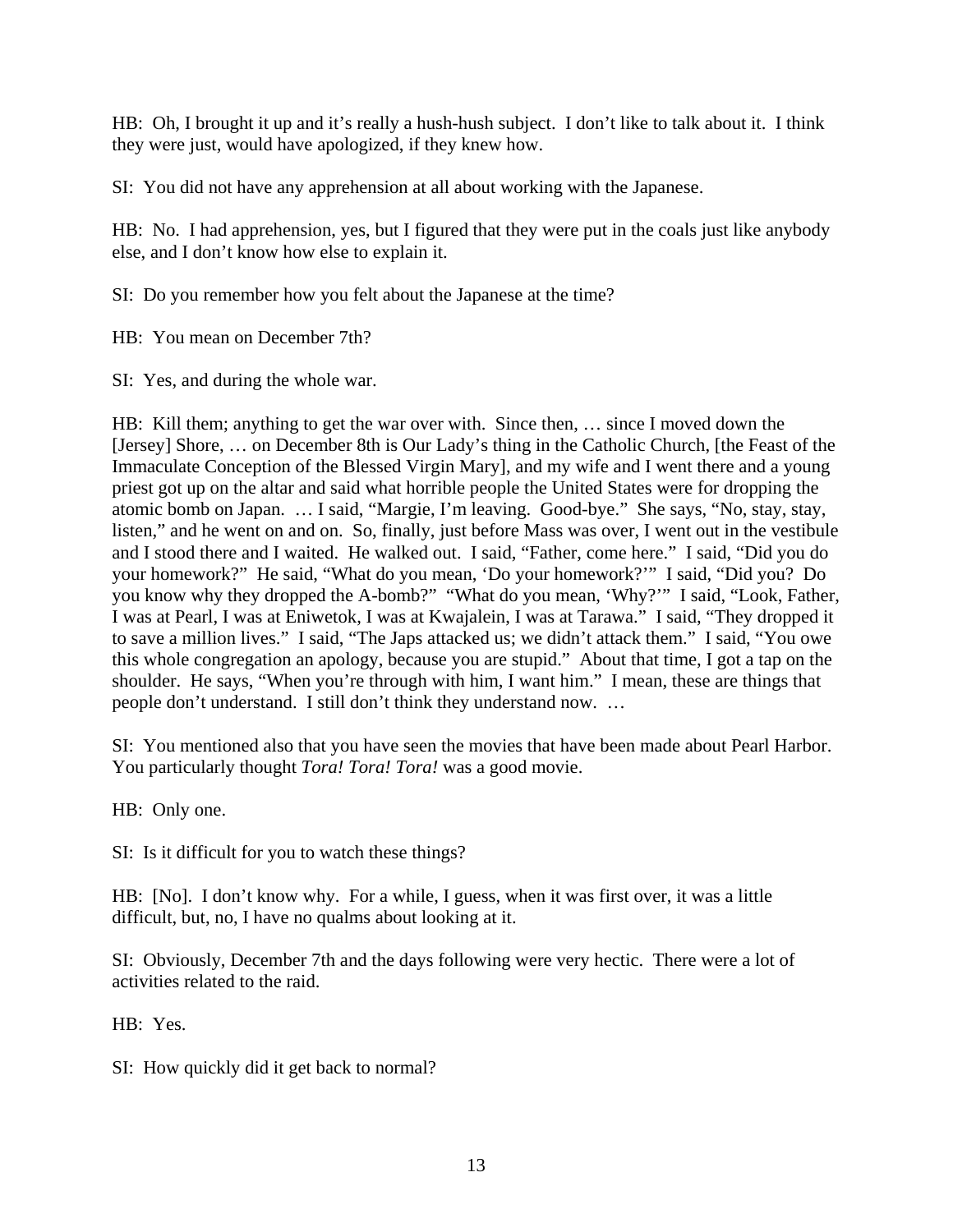HB: Oh, I brought it up and it's really a hush-hush subject. I don't like to talk about it. I think they were just, would have apologized, if they knew how.

SI: You did not have any apprehension at all about working with the Japanese.

HB: No. I had apprehension, yes, but I figured that they were put in the coals just like anybody else, and I don't know how else to explain it.

SI: Do you remember how you felt about the Japanese at the time?

HB: You mean on December 7th?

SI: Yes, and during the whole war.

HB: Kill them; anything to get the war over with. Since then, … since I moved down the [Jersey] Shore, … on December 8th is Our Lady's thing in the Catholic Church, [the Feast of the Immaculate Conception of the Blessed Virgin Mary], and my wife and I went there and a young priest got up on the altar and said what horrible people the United States were for dropping the atomic bomb on Japan. … I said, "Margie, I'm leaving. Good-bye." She says, "No, stay, stay, listen," and he went on and on. So, finally, just before Mass was over, I went out in the vestibule and I stood there and I waited. He walked out. I said, "Father, come here." I said, "Did you do your homework?" He said, "What do you mean, 'Do your homework?'" I said, "Did you? Do you know why they dropped the A-bomb?" "What do you mean, 'Why?'" I said, "Look, Father, I was at Pearl, I was at Eniwetok, I was at Kwajalein, I was at Tarawa." I said, "They dropped it to save a million lives." I said, "The Japs attacked us; we didn't attack them." I said, "You owe this whole congregation an apology, because you are stupid." About that time, I got a tap on the shoulder. He says, "When you're through with him, I want him." I mean, these are things that people don't understand. I still don't think they understand now. …

SI: You mentioned also that you have seen the movies that have been made about Pearl Harbor. You particularly thought *Tora! Tora! Tora!* was a good movie.

HB: Only one.

SI: Is it difficult for you to watch these things?

HB: [No]. I don't know why. For a while, I guess, when it was first over, it was a little difficult, but, no, I have no qualms about looking at it.

SI: Obviously, December 7th and the days following were very hectic. There were a lot of activities related to the raid.

HB: Yes.

SI: How quickly did it get back to normal?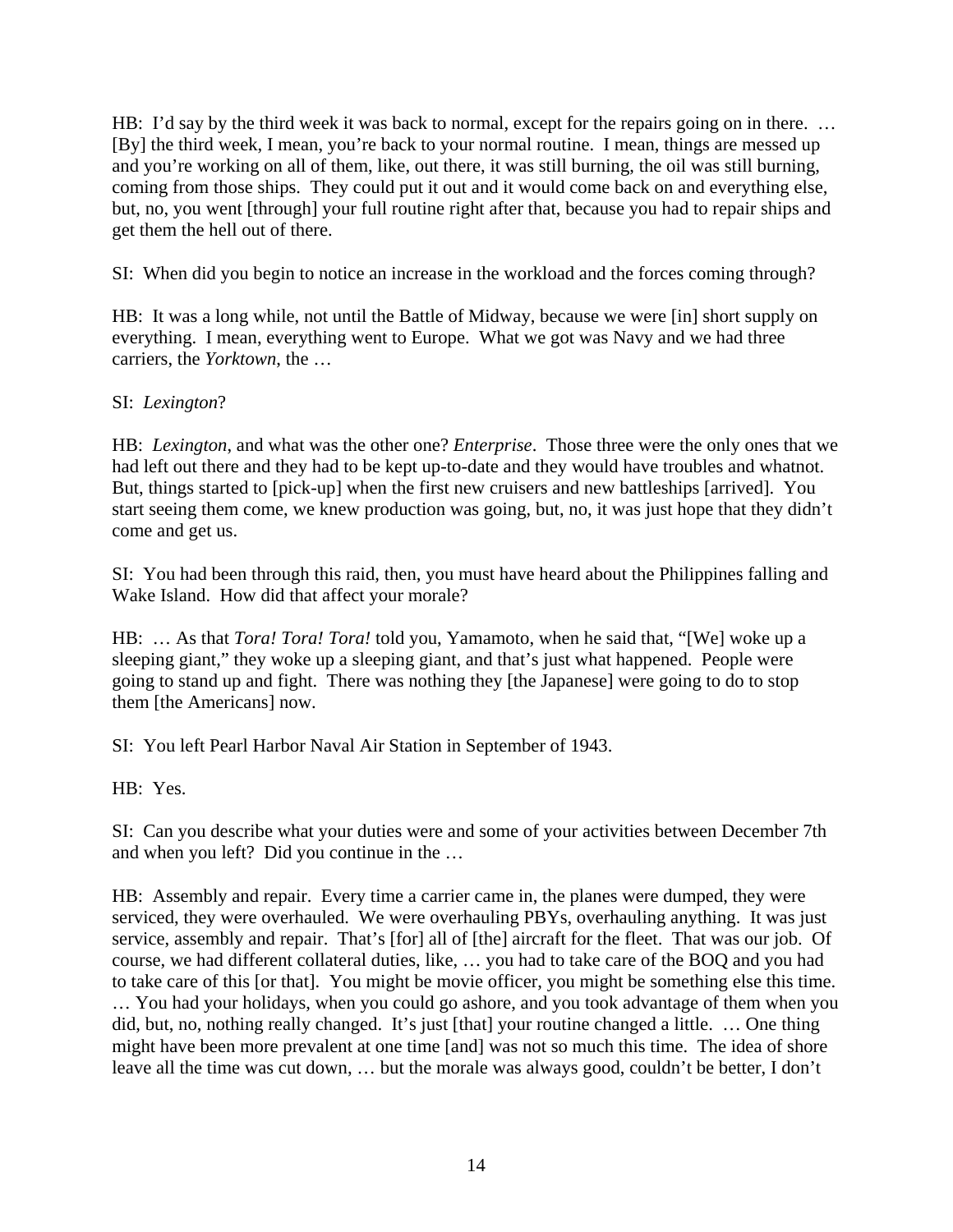HB: I'd say by the third week it was back to normal, except for the repairs going on in there. … [By] the third week, I mean, you're back to your normal routine. I mean, things are messed up and you're working on all of them, like, out there, it was still burning, the oil was still burning, coming from those ships. They could put it out and it would come back on and everything else, but, no, you went [through] your full routine right after that, because you had to repair ships and get them the hell out of there.

SI: When did you begin to notice an increase in the workload and the forces coming through?

HB: It was a long while, not until the Battle of Midway, because we were [in] short supply on everything. I mean, everything went to Europe. What we got was Navy and we had three carriers, the *Yorktown*, the …

SI: *Lexington*?

HB: *Lexington*, and what was the other one? *Enterprise*. Those three were the only ones that we had left out there and they had to be kept up-to-date and they would have troubles and whatnot. But, things started to [pick-up] when the first new cruisers and new battleships [arrived]. You start seeing them come, we knew production was going, but, no, it was just hope that they didn't come and get us.

SI: You had been through this raid, then, you must have heard about the Philippines falling and Wake Island. How did that affect your morale?

HB: … As that *Tora! Tora! Tora!* told you, Yamamoto, when he said that, "[We] woke up a sleeping giant," they woke up a sleeping giant, and that's just what happened. People were going to stand up and fight. There was nothing they [the Japanese] were going to do to stop them [the Americans] now.

SI: You left Pearl Harbor Naval Air Station in September of 1943.

HB: Yes.

SI: Can you describe what your duties were and some of your activities between December 7th and when you left? Did you continue in the …

HB: Assembly and repair. Every time a carrier came in, the planes were dumped, they were serviced, they were overhauled. We were overhauling PBYs, overhauling anything. It was just service, assembly and repair. That's [for] all of [the] aircraft for the fleet. That was our job. Of course, we had different collateral duties, like, … you had to take care of the BOQ and you had to take care of this [or that]. You might be movie officer, you might be something else this time. … You had your holidays, when you could go ashore, and you took advantage of them when you did, but, no, nothing really changed. It's just [that] your routine changed a little. … One thing might have been more prevalent at one time [and] was not so much this time. The idea of shore leave all the time was cut down, … but the morale was always good, couldn't be better, I don't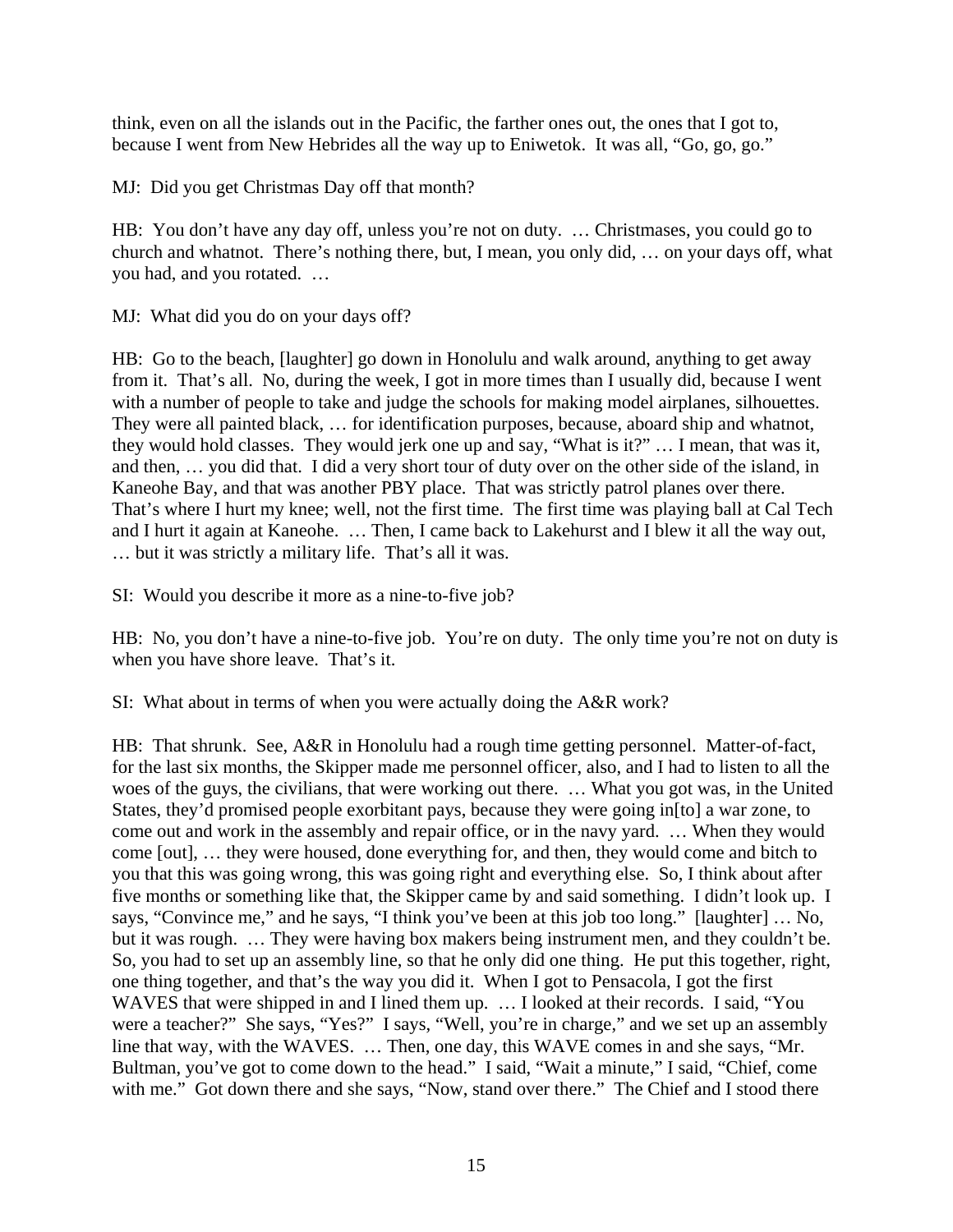think, even on all the islands out in the Pacific, the farther ones out, the ones that I got to, because I went from New Hebrides all the way up to Eniwetok. It was all, "Go, go, go."

MJ: Did you get Christmas Day off that month?

HB: You don't have any day off, unless you're not on duty. … Christmases, you could go to church and whatnot. There's nothing there, but, I mean, you only did, … on your days off, what you had, and you rotated. …

MJ: What did you do on your days off?

HB: Go to the beach, [laughter] go down in Honolulu and walk around, anything to get away from it. That's all. No, during the week, I got in more times than I usually did, because I went with a number of people to take and judge the schools for making model airplanes, silhouettes. They were all painted black, … for identification purposes, because, aboard ship and whatnot, they would hold classes. They would jerk one up and say, "What is it?" … I mean, that was it, and then, … you did that. I did a very short tour of duty over on the other side of the island, in Kaneohe Bay, and that was another PBY place. That was strictly patrol planes over there. That's where I hurt my knee; well, not the first time. The first time was playing ball at Cal Tech and I hurt it again at Kaneohe. … Then, I came back to Lakehurst and I blew it all the way out, … but it was strictly a military life. That's all it was.

SI: Would you describe it more as a nine-to-five job?

HB: No, you don't have a nine-to-five job. You're on duty. The only time you're not on duty is when you have shore leave. That's it.

SI: What about in terms of when you were actually doing the A&R work?

HB: That shrunk. See, A&R in Honolulu had a rough time getting personnel. Matter-of-fact, for the last six months, the Skipper made me personnel officer, also, and I had to listen to all the woes of the guys, the civilians, that were working out there. … What you got was, in the United States, they'd promised people exorbitant pays, because they were going in[to] a war zone, to come out and work in the assembly and repair office, or in the navy yard. … When they would come [out], … they were housed, done everything for, and then, they would come and bitch to you that this was going wrong, this was going right and everything else. So, I think about after five months or something like that, the Skipper came by and said something. I didn't look up. I says, "Convince me," and he says, "I think you've been at this job too long." [laughter] … No, but it was rough. … They were having box makers being instrument men, and they couldn't be. So, you had to set up an assembly line, so that he only did one thing. He put this together, right, one thing together, and that's the way you did it. When I got to Pensacola, I got the first WAVES that were shipped in and I lined them up. … I looked at their records. I said, "You were a teacher?" She says, "Yes?" I says, "Well, you're in charge," and we set up an assembly line that way, with the WAVES. … Then, one day, this WAVE comes in and she says, "Mr. Bultman, you've got to come down to the head." I said, "Wait a minute," I said, "Chief, come with me." Got down there and she says, "Now, stand over there." The Chief and I stood there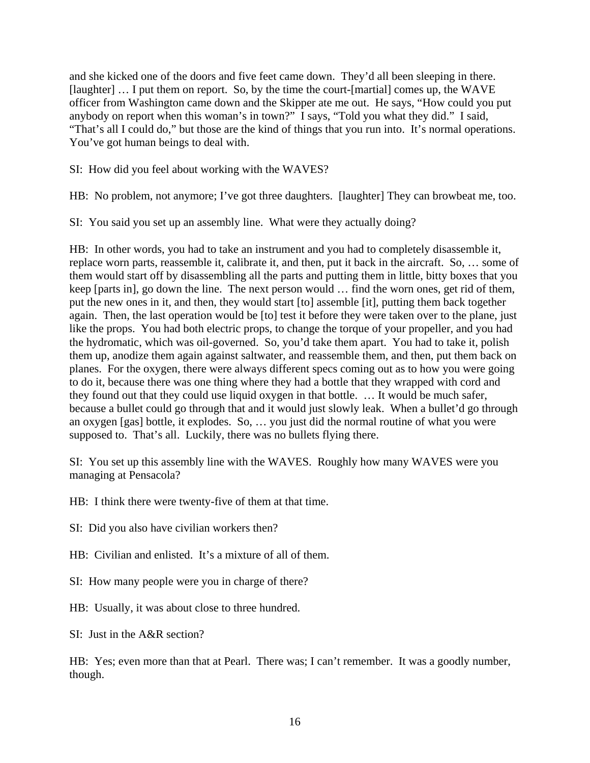and she kicked one of the doors and five feet came down. They'd all been sleeping in there. [laughter] … I put them on report. So, by the time the court-[martial] comes up, the WAVE officer from Washington came down and the Skipper ate me out. He says, "How could you put anybody on report when this woman's in town?" I says, "Told you what they did." I said, "That's all I could do," but those are the kind of things that you run into. It's normal operations. You've got human beings to deal with.

SI: How did you feel about working with the WAVES?

HB: No problem, not anymore; I've got three daughters. [laughter] They can browbeat me, too.

SI: You said you set up an assembly line. What were they actually doing?

HB: In other words, you had to take an instrument and you had to completely disassemble it, replace worn parts, reassemble it, calibrate it, and then, put it back in the aircraft. So, … some of them would start off by disassembling all the parts and putting them in little, bitty boxes that you keep [parts in], go down the line. The next person would … find the worn ones, get rid of them, put the new ones in it, and then, they would start [to] assemble [it], putting them back together again. Then, the last operation would be [to] test it before they were taken over to the plane, just like the props. You had both electric props, to change the torque of your propeller, and you had the hydromatic, which was oil-governed. So, you'd take them apart. You had to take it, polish them up, anodize them again against saltwater, and reassemble them, and then, put them back on planes. For the oxygen, there were always different specs coming out as to how you were going to do it, because there was one thing where they had a bottle that they wrapped with cord and they found out that they could use liquid oxygen in that bottle. … It would be much safer, because a bullet could go through that and it would just slowly leak. When a bullet'd go through an oxygen [gas] bottle, it explodes. So, … you just did the normal routine of what you were supposed to. That's all. Luckily, there was no bullets flying there.

SI: You set up this assembly line with the WAVES. Roughly how many WAVES were you managing at Pensacola?

HB: I think there were twenty-five of them at that time.

SI: Did you also have civilian workers then?

HB: Civilian and enlisted. It's a mixture of all of them.

SI: How many people were you in charge of there?

HB: Usually, it was about close to three hundred.

SI: Just in the A&R section?

HB: Yes; even more than that at Pearl. There was; I can't remember. It was a goodly number, though.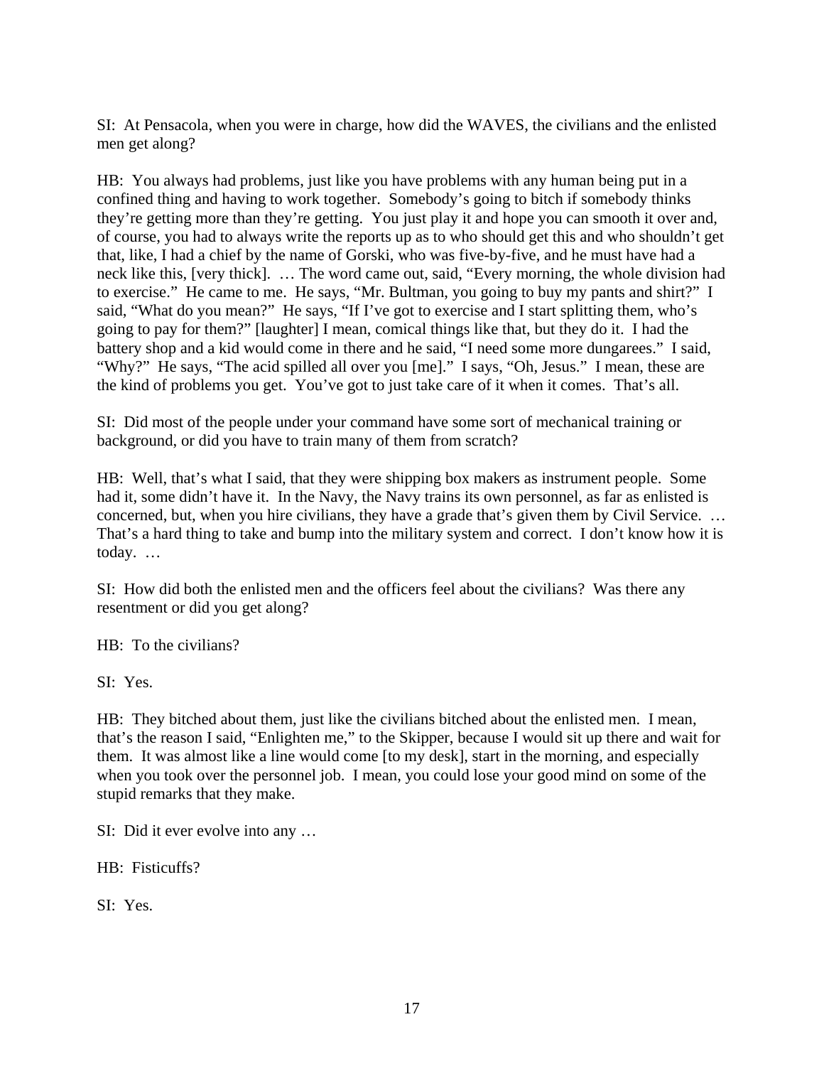SI: At Pensacola, when you were in charge, how did the WAVES, the civilians and the enlisted men get along?

HB: You always had problems, just like you have problems with any human being put in a confined thing and having to work together. Somebody's going to bitch if somebody thinks they're getting more than they're getting. You just play it and hope you can smooth it over and, of course, you had to always write the reports up as to who should get this and who shouldn't get that, like, I had a chief by the name of Gorski, who was five-by-five, and he must have had a neck like this, [very thick]. … The word came out, said, "Every morning, the whole division had to exercise." He came to me. He says, "Mr. Bultman, you going to buy my pants and shirt?" I said, "What do you mean?" He says, "If I've got to exercise and I start splitting them, who's going to pay for them?" [laughter] I mean, comical things like that, but they do it. I had the battery shop and a kid would come in there and he said, "I need some more dungarees." I said, "Why?" He says, "The acid spilled all over you [me]." I says, "Oh, Jesus." I mean, these are the kind of problems you get. You've got to just take care of it when it comes. That's all.

SI: Did most of the people under your command have some sort of mechanical training or background, or did you have to train many of them from scratch?

HB: Well, that's what I said, that they were shipping box makers as instrument people. Some had it, some didn't have it. In the Navy, the Navy trains its own personnel, as far as enlisted is concerned, but, when you hire civilians, they have a grade that's given them by Civil Service. … That's a hard thing to take and bump into the military system and correct. I don't know how it is today. …

SI: How did both the enlisted men and the officers feel about the civilians? Was there any resentment or did you get along?

HB: To the civilians?

SI: Yes.

HB: They bitched about them, just like the civilians bitched about the enlisted men. I mean, that's the reason I said, "Enlighten me," to the Skipper, because I would sit up there and wait for them. It was almost like a line would come [to my desk], start in the morning, and especially when you took over the personnel job. I mean, you could lose your good mind on some of the stupid remarks that they make.

SI: Did it ever evolve into any …

HB: Fisticuffs?

SI: Yes.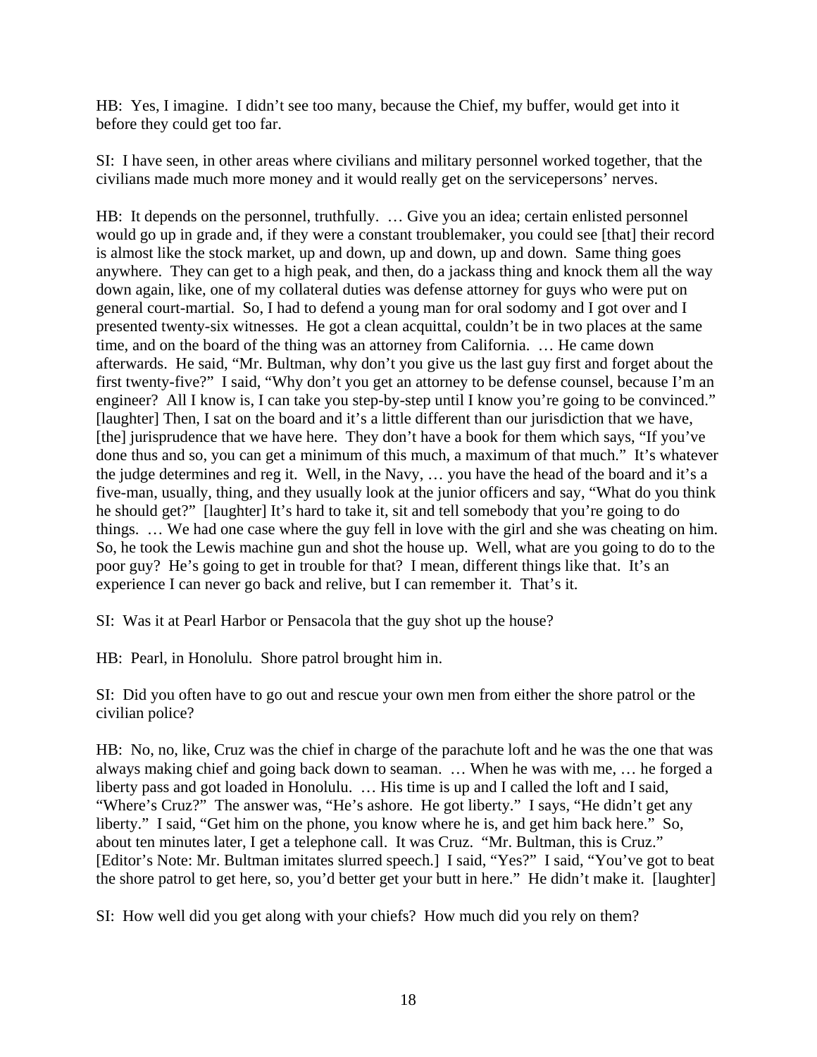HB: Yes, I imagine. I didn't see too many, because the Chief, my buffer, would get into it before they could get too far.

SI: I have seen, in other areas where civilians and military personnel worked together, that the civilians made much more money and it would really get on the servicepersons' nerves.

HB: It depends on the personnel, truthfully. … Give you an idea; certain enlisted personnel would go up in grade and, if they were a constant troublemaker, you could see [that] their record is almost like the stock market, up and down, up and down, up and down. Same thing goes anywhere. They can get to a high peak, and then, do a jackass thing and knock them all the way down again, like, one of my collateral duties was defense attorney for guys who were put on general court-martial. So, I had to defend a young man for oral sodomy and I got over and I presented twenty-six witnesses. He got a clean acquittal, couldn't be in two places at the same time, and on the board of the thing was an attorney from California. … He came down afterwards. He said, "Mr. Bultman, why don't you give us the last guy first and forget about the first twenty-five?" I said, "Why don't you get an attorney to be defense counsel, because I'm an engineer? All I know is, I can take you step-by-step until I know you're going to be convinced." [laughter] Then, I sat on the board and it's a little different than our jurisdiction that we have, [the] jurisprudence that we have here. They don't have a book for them which says, "If you've done thus and so, you can get a minimum of this much, a maximum of that much." It's whatever the judge determines and reg it. Well, in the Navy, … you have the head of the board and it's a five-man, usually, thing, and they usually look at the junior officers and say, "What do you think he should get?" [laughter] It's hard to take it, sit and tell somebody that you're going to do things. … We had one case where the guy fell in love with the girl and she was cheating on him. So, he took the Lewis machine gun and shot the house up. Well, what are you going to do to the poor guy? He's going to get in trouble for that? I mean, different things like that. It's an experience I can never go back and relive, but I can remember it. That's it.

SI: Was it at Pearl Harbor or Pensacola that the guy shot up the house?

HB: Pearl, in Honolulu. Shore patrol brought him in.

SI: Did you often have to go out and rescue your own men from either the shore patrol or the civilian police?

HB: No, no, like, Cruz was the chief in charge of the parachute loft and he was the one that was always making chief and going back down to seaman. … When he was with me, … he forged a liberty pass and got loaded in Honolulu. … His time is up and I called the loft and I said, "Where's Cruz?" The answer was, "He's ashore. He got liberty." I says, "He didn't get any liberty." I said, "Get him on the phone, you know where he is, and get him back here." So, about ten minutes later, I get a telephone call. It was Cruz. "Mr. Bultman, this is Cruz." [Editor's Note: Mr. Bultman imitates slurred speech.] I said, "Yes?" I said, "You've got to beat the shore patrol to get here, so, you'd better get your butt in here." He didn't make it. [laughter]

SI: How well did you get along with your chiefs? How much did you rely on them?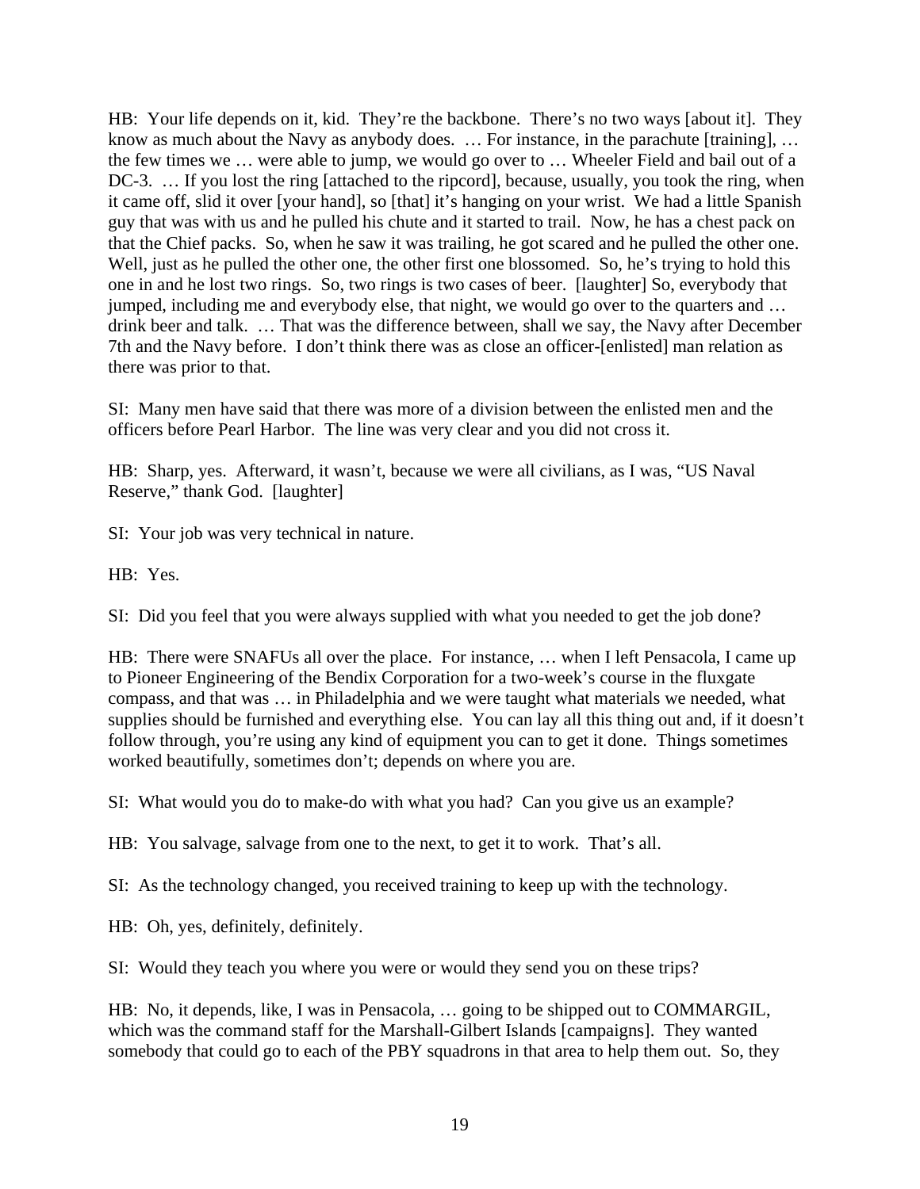HB: Your life depends on it, kid. They're the backbone. There's no two ways [about it]. They know as much about the Navy as anybody does. … For instance, in the parachute [training], … the few times we … were able to jump, we would go over to … Wheeler Field and bail out of a DC-3. … If you lost the ring [attached to the ripcord], because, usually, you took the ring, when it came off, slid it over [your hand], so [that] it's hanging on your wrist. We had a little Spanish guy that was with us and he pulled his chute and it started to trail. Now, he has a chest pack on that the Chief packs. So, when he saw it was trailing, he got scared and he pulled the other one. Well, just as he pulled the other one, the other first one blossomed. So, he's trying to hold this one in and he lost two rings. So, two rings is two cases of beer. [laughter] So, everybody that jumped, including me and everybody else, that night, we would go over to the quarters and … drink beer and talk. … That was the difference between, shall we say, the Navy after December 7th and the Navy before. I don't think there was as close an officer-[enlisted] man relation as there was prior to that.

SI: Many men have said that there was more of a division between the enlisted men and the officers before Pearl Harbor. The line was very clear and you did not cross it.

HB: Sharp, yes. Afterward, it wasn't, because we were all civilians, as I was, "US Naval Reserve," thank God. [laughter]

SI: Your job was very technical in nature.

HB: Yes.

SI: Did you feel that you were always supplied with what you needed to get the job done?

HB: There were SNAFUs all over the place. For instance, … when I left Pensacola, I came up to Pioneer Engineering of the Bendix Corporation for a two-week's course in the fluxgate compass, and that was … in Philadelphia and we were taught what materials we needed, what supplies should be furnished and everything else. You can lay all this thing out and, if it doesn't follow through, you're using any kind of equipment you can to get it done. Things sometimes worked beautifully, sometimes don't; depends on where you are.

SI: What would you do to make-do with what you had? Can you give us an example?

HB: You salvage, salvage from one to the next, to get it to work. That's all.

SI: As the technology changed, you received training to keep up with the technology.

HB: Oh, yes, definitely, definitely.

SI: Would they teach you where you were or would they send you on these trips?

HB: No, it depends, like, I was in Pensacola, … going to be shipped out to COMMARGIL, which was the command staff for the Marshall-Gilbert Islands [campaigns]. They wanted somebody that could go to each of the PBY squadrons in that area to help them out. So, they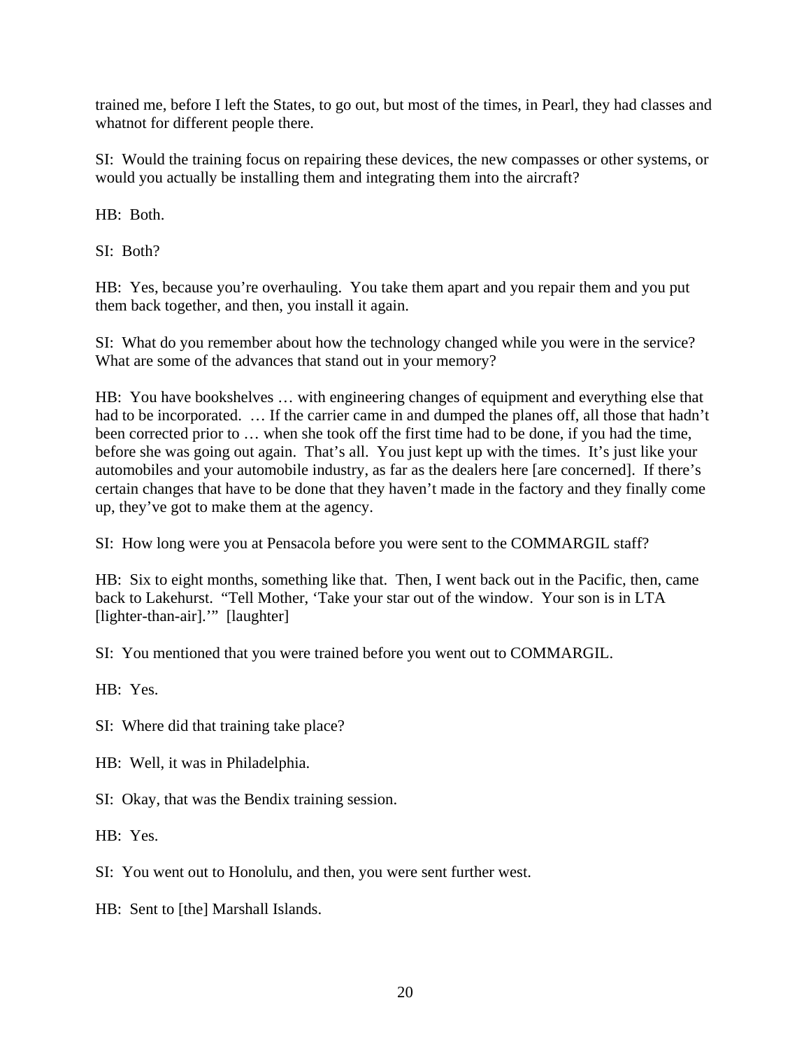trained me, before I left the States, to go out, but most of the times, in Pearl, they had classes and whatnot for different people there.

SI: Would the training focus on repairing these devices, the new compasses or other systems, or would you actually be installing them and integrating them into the aircraft?

HB: Both.

SI: Both?

HB: Yes, because you're overhauling. You take them apart and you repair them and you put them back together, and then, you install it again.

SI: What do you remember about how the technology changed while you were in the service? What are some of the advances that stand out in your memory?

HB: You have bookshelves … with engineering changes of equipment and everything else that had to be incorporated. … If the carrier came in and dumped the planes off, all those that hadn't been corrected prior to … when she took off the first time had to be done, if you had the time, before she was going out again. That's all. You just kept up with the times. It's just like your automobiles and your automobile industry, as far as the dealers here [are concerned]. If there's certain changes that have to be done that they haven't made in the factory and they finally come up, they've got to make them at the agency.

SI: How long were you at Pensacola before you were sent to the COMMARGIL staff?

HB: Six to eight months, something like that. Then, I went back out in the Pacific, then, came back to Lakehurst. "Tell Mother, 'Take your star out of the window. Your son is in LTA [lighter-than-air].'" [laughter]

SI: You mentioned that you were trained before you went out to COMMARGIL.

HB: Yes.

SI: Where did that training take place?

HB: Well, it was in Philadelphia.

SI: Okay, that was the Bendix training session.

HB: Yes.

SI: You went out to Honolulu, and then, you were sent further west.

HB: Sent to [the] Marshall Islands.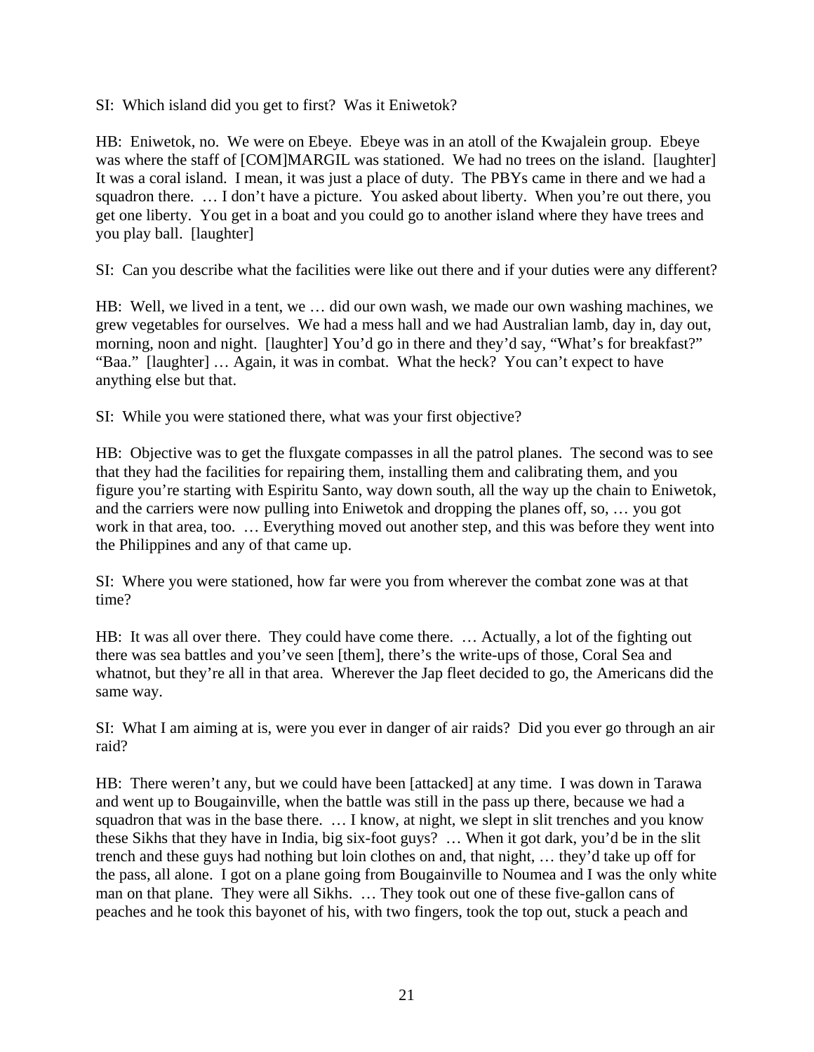SI: Which island did you get to first? Was it Eniwetok?

HB: Eniwetok, no. We were on Ebeye. Ebeye was in an atoll of the Kwajalein group. Ebeye was where the staff of [COM]MARGIL was stationed. We had no trees on the island. [laughter] It was a coral island. I mean, it was just a place of duty. The PBYs came in there and we had a squadron there. … I don't have a picture. You asked about liberty. When you're out there, you get one liberty. You get in a boat and you could go to another island where they have trees and you play ball. [laughter]

SI: Can you describe what the facilities were like out there and if your duties were any different?

HB: Well, we lived in a tent, we … did our own wash, we made our own washing machines, we grew vegetables for ourselves. We had a mess hall and we had Australian lamb, day in, day out, morning, noon and night. [laughter] You'd go in there and they'd say, "What's for breakfast?" "Baa." [laughter] … Again, it was in combat. What the heck? You can't expect to have anything else but that.

SI: While you were stationed there, what was your first objective?

HB: Objective was to get the fluxgate compasses in all the patrol planes. The second was to see that they had the facilities for repairing them, installing them and calibrating them, and you figure you're starting with Espiritu Santo, way down south, all the way up the chain to Eniwetok, and the carriers were now pulling into Eniwetok and dropping the planes off, so, … you got work in that area, too. … Everything moved out another step, and this was before they went into the Philippines and any of that came up.

SI: Where you were stationed, how far were you from wherever the combat zone was at that time?

HB: It was all over there. They could have come there. … Actually, a lot of the fighting out there was sea battles and you've seen [them], there's the write-ups of those, Coral Sea and whatnot, but they're all in that area. Wherever the Jap fleet decided to go, the Americans did the same way.

SI: What I am aiming at is, were you ever in danger of air raids? Did you ever go through an air raid?

HB: There weren't any, but we could have been [attacked] at any time. I was down in Tarawa and went up to Bougainville, when the battle was still in the pass up there, because we had a squadron that was in the base there. … I know, at night, we slept in slit trenches and you know these Sikhs that they have in India, big six-foot guys? … When it got dark, you'd be in the slit trench and these guys had nothing but loin clothes on and, that night, … they'd take up off for the pass, all alone. I got on a plane going from Bougainville to Noumea and I was the only white man on that plane. They were all Sikhs. … They took out one of these five-gallon cans of peaches and he took this bayonet of his, with two fingers, took the top out, stuck a peach and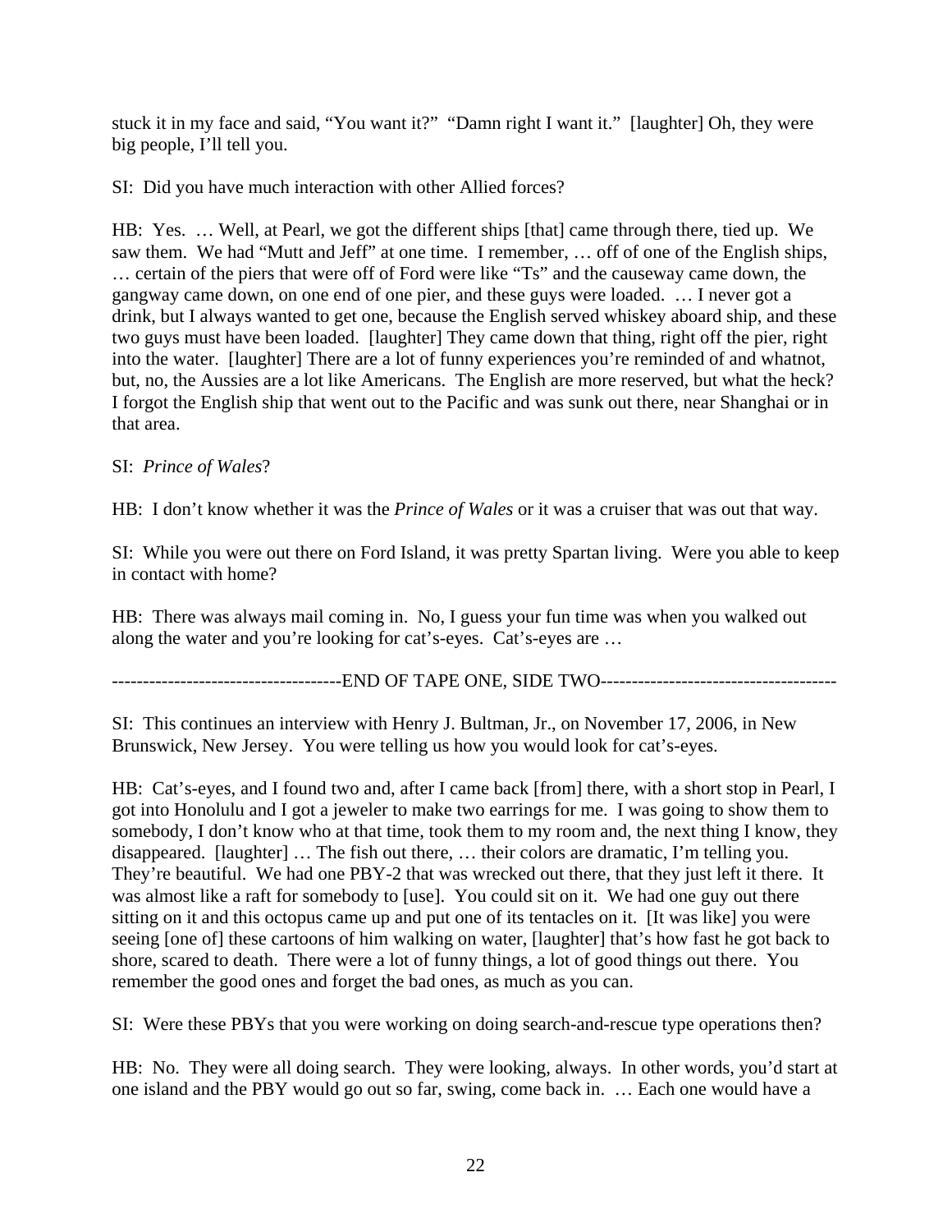stuck it in my face and said, "You want it?" "Damn right I want it." [laughter] Oh, they were big people, I'll tell you.

SI: Did you have much interaction with other Allied forces?

HB: Yes. … Well, at Pearl, we got the different ships [that] came through there, tied up. We saw them. We had "Mutt and Jeff" at one time. I remember, … off of one of the English ships, … certain of the piers that were off of Ford were like "Ts" and the causeway came down, the gangway came down, on one end of one pier, and these guys were loaded. … I never got a drink, but I always wanted to get one, because the English served whiskey aboard ship, and these two guys must have been loaded. [laughter] They came down that thing, right off the pier, right into the water. [laughter] There are a lot of funny experiences you're reminded of and whatnot, but, no, the Aussies are a lot like Americans. The English are more reserved, but what the heck? I forgot the English ship that went out to the Pacific and was sunk out there, near Shanghai or in that area.

SI: *Prince of Wales*?

HB: I don't know whether it was the *Prince of Wales* or it was a cruiser that was out that way.

SI: While you were out there on Ford Island, it was pretty Spartan living. Were you able to keep in contact with home?

HB: There was always mail coming in. No, I guess your fun time was when you walked out along the water and you're looking for cat's-eyes. Cat's-eyes are …

-------------------------------------END OF TAPE ONE, SIDE TWO--------------------------------------

SI: This continues an interview with Henry J. Bultman, Jr., on November 17, 2006, in New Brunswick, New Jersey. You were telling us how you would look for cat's-eyes.

HB: Cat's-eyes, and I found two and, after I came back [from] there, with a short stop in Pearl, I got into Honolulu and I got a jeweler to make two earrings for me. I was going to show them to somebody, I don't know who at that time, took them to my room and, the next thing I know, they disappeared. [laughter] … The fish out there, … their colors are dramatic, I'm telling you. They're beautiful. We had one PBY-2 that was wrecked out there, that they just left it there. It was almost like a raft for somebody to [use]. You could sit on it. We had one guy out there sitting on it and this octopus came up and put one of its tentacles on it. [It was like] you were seeing [one of] these cartoons of him walking on water, [laughter] that's how fast he got back to shore, scared to death. There were a lot of funny things, a lot of good things out there. You remember the good ones and forget the bad ones, as much as you can.

SI: Were these PBYs that you were working on doing search-and-rescue type operations then?

HB: No. They were all doing search. They were looking, always. In other words, you'd start at one island and the PBY would go out so far, swing, come back in. … Each one would have a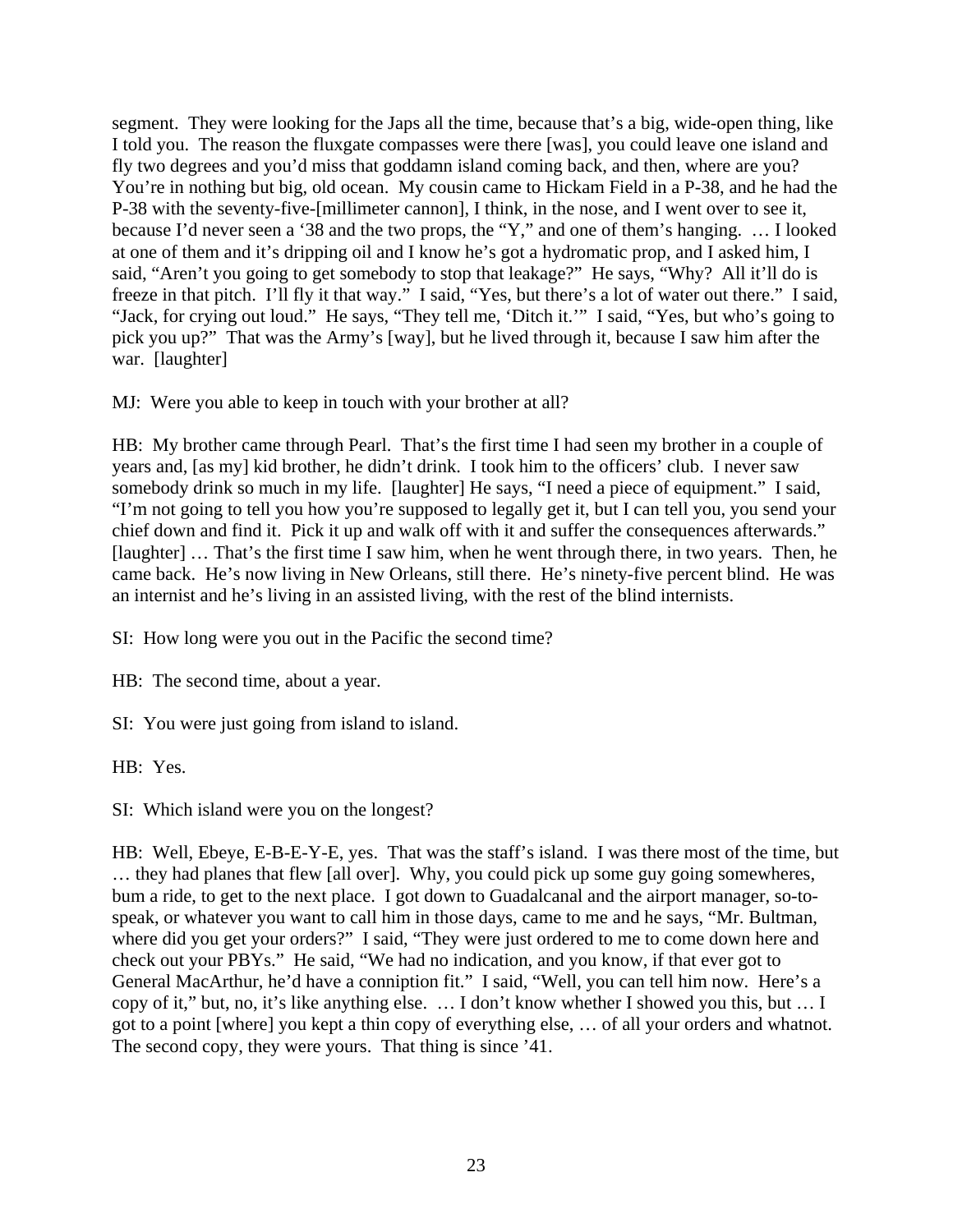segment. They were looking for the Japs all the time, because that's a big, wide-open thing, like I told you. The reason the fluxgate compasses were there [was], you could leave one island and fly two degrees and you'd miss that goddamn island coming back, and then, where are you? You're in nothing but big, old ocean. My cousin came to Hickam Field in a P-38, and he had the P-38 with the seventy-five-[millimeter cannon], I think, in the nose, and I went over to see it, because I'd never seen a '38 and the two props, the "Y," and one of them's hanging. … I looked at one of them and it's dripping oil and I know he's got a hydromatic prop, and I asked him, I said, "Aren't you going to get somebody to stop that leakage?" He says, "Why? All it'll do is freeze in that pitch. I'll fly it that way." I said, "Yes, but there's a lot of water out there." I said, "Jack, for crying out loud." He says, "They tell me, 'Ditch it.'" I said, "Yes, but who's going to pick you up?" That was the Army's [way], but he lived through it, because I saw him after the war. [laughter]

MJ: Were you able to keep in touch with your brother at all?

HB: My brother came through Pearl. That's the first time I had seen my brother in a couple of years and, [as my] kid brother, he didn't drink. I took him to the officers' club. I never saw somebody drink so much in my life. [laughter] He says, "I need a piece of equipment." I said, "I'm not going to tell you how you're supposed to legally get it, but I can tell you, you send your chief down and find it. Pick it up and walk off with it and suffer the consequences afterwards." [laughter] … That's the first time I saw him, when he went through there, in two years. Then, he came back. He's now living in New Orleans, still there. He's ninety-five percent blind. He was an internist and he's living in an assisted living, with the rest of the blind internists.

SI: How long were you out in the Pacific the second time?

HB: The second time, about a year.

SI: You were just going from island to island.

HB: Yes.

SI: Which island were you on the longest?

HB: Well, Ebeye, E-B-E-Y-E, yes. That was the staff's island. I was there most of the time, but … they had planes that flew [all over]. Why, you could pick up some guy going somewheres, bum a ride, to get to the next place. I got down to Guadalcanal and the airport manager, so-to-speak, or whatever you want to call him in those days, came to me and he says, "Mr. Bultman, where did you get your orders?" I said, "They were just ordered to me to come down here and check out your PBYs." He said, "We had no indication, and you know, if that ever got to General MacArthur, he'd have a conniption fit." I said, "Well, you can tell him now. Here's a copy of it," but, no, it's like anything else. … I don't know whether I showed you this, but … I got to a point [where] you kept a thin copy of everything else, … of all your orders and whatnot. The second copy, they were yours. That thing is since '41.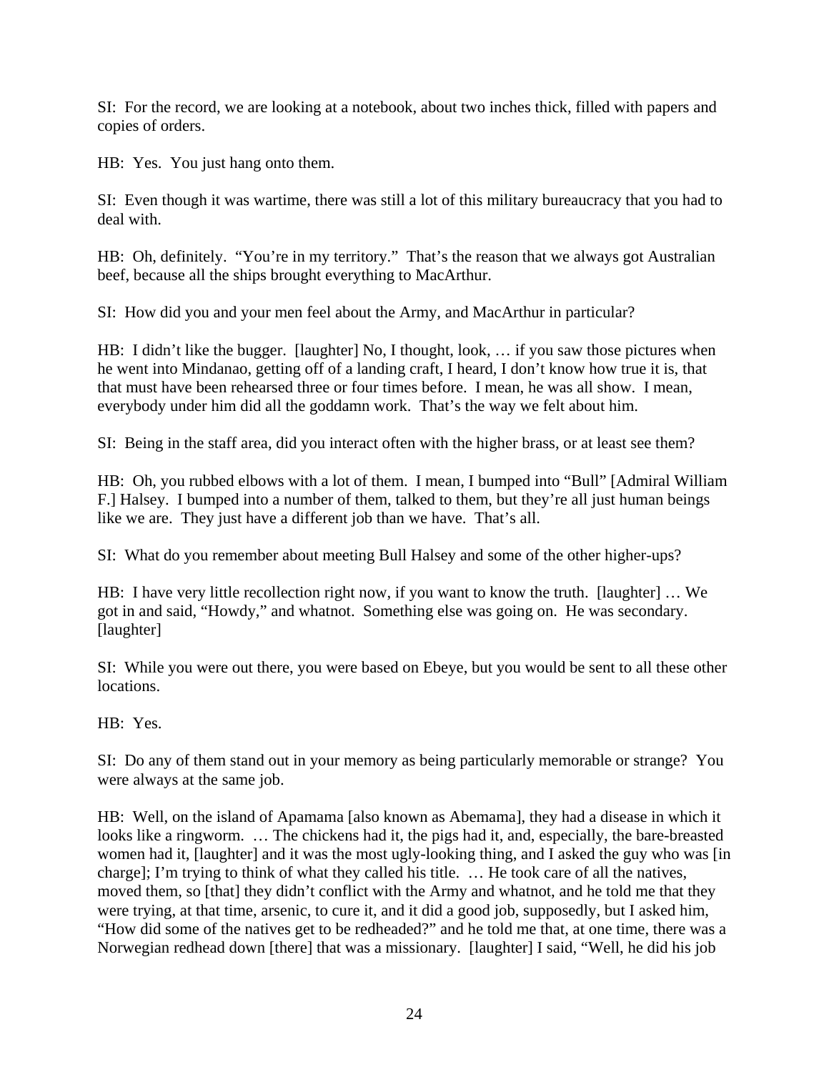SI: For the record, we are looking at a notebook, about two inches thick, filled with papers and copies of orders.

HB: Yes. You just hang onto them.

SI: Even though it was wartime, there was still a lot of this military bureaucracy that you had to deal with.

HB: Oh, definitely. "You're in my territory." That's the reason that we always got Australian beef, because all the ships brought everything to MacArthur.

SI: How did you and your men feel about the Army, and MacArthur in particular?

HB: I didn't like the bugger. [laughter] No, I thought, look, … if you saw those pictures when he went into Mindanao, getting off of a landing craft, I heard, I don't know how true it is, that that must have been rehearsed three or four times before. I mean, he was all show. I mean, everybody under him did all the goddamn work. That's the way we felt about him.

SI: Being in the staff area, did you interact often with the higher brass, or at least see them?

HB: Oh, you rubbed elbows with a lot of them. I mean, I bumped into "Bull" [Admiral William F.] Halsey. I bumped into a number of them, talked to them, but they're all just human beings like we are. They just have a different job than we have. That's all.

SI: What do you remember about meeting Bull Halsey and some of the other higher-ups?

HB: I have very little recollection right now, if you want to know the truth. [laughter] … We got in and said, "Howdy," and whatnot. Something else was going on. He was secondary. [laughter]

SI: While you were out there, you were based on Ebeye, but you would be sent to all these other locations.

HB: Yes.

SI: Do any of them stand out in your memory as being particularly memorable or strange? You were always at the same job.

HB: Well, on the island of Apamama [also known as Abemama], they had a disease in which it looks like a ringworm. … The chickens had it, the pigs had it, and, especially, the bare-breasted women had it, [laughter] and it was the most ugly-looking thing, and I asked the guy who was [in charge]; I'm trying to think of what they called his title. … He took care of all the natives, moved them, so [that] they didn't conflict with the Army and whatnot, and he told me that they were trying, at that time, arsenic, to cure it, and it did a good job, supposedly, but I asked him, "How did some of the natives get to be redheaded?" and he told me that, at one time, there was a Norwegian redhead down [there] that was a missionary. [laughter] I said, "Well, he did his job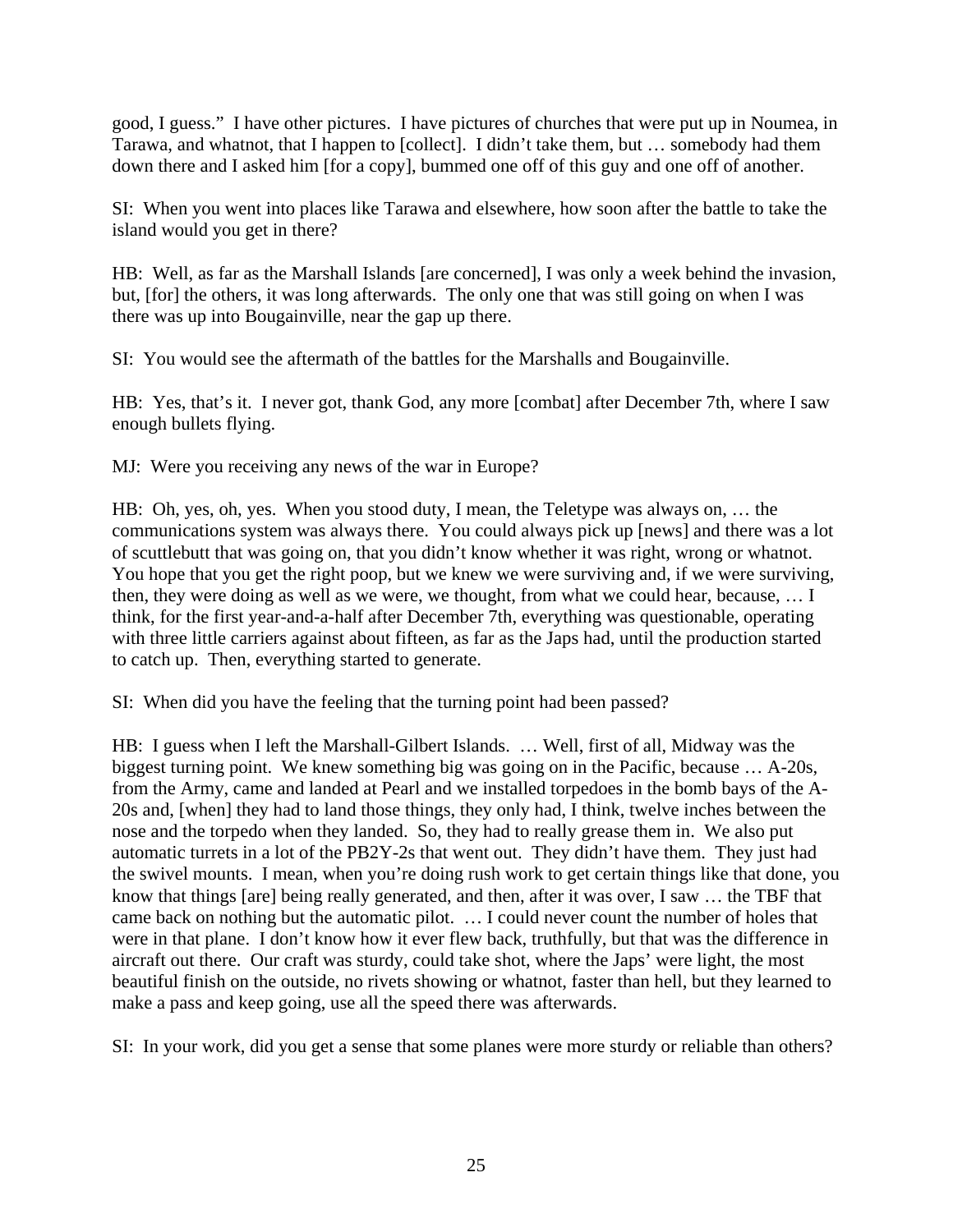good, I guess." I have other pictures. I have pictures of churches that were put up in Noumea, in Tarawa, and whatnot, that I happen to [collect]. I didn't take them, but … somebody had them down there and I asked him [for a copy], bummed one off of this guy and one off of another.

SI: When you went into places like Tarawa and elsewhere, how soon after the battle to take the island would you get in there?

HB: Well, as far as the Marshall Islands [are concerned], I was only a week behind the invasion, but, [for] the others, it was long afterwards. The only one that was still going on when I was there was up into Bougainville, near the gap up there.

SI: You would see the aftermath of the battles for the Marshalls and Bougainville.

HB: Yes, that's it. I never got, thank God, any more [combat] after December 7th, where I saw enough bullets flying.

MJ: Were you receiving any news of the war in Europe?

HB: Oh, yes, oh, yes. When you stood duty, I mean, the Teletype was always on, … the communications system was always there. You could always pick up [news] and there was a lot of scuttlebutt that was going on, that you didn't know whether it was right, wrong or whatnot. You hope that you get the right poop, but we knew we were surviving and, if we were surviving, then, they were doing as well as we were, we thought, from what we could hear, because, … I think, for the first year-and-a-half after December 7th, everything was questionable, operating with three little carriers against about fifteen, as far as the Japs had, until the production started to catch up. Then, everything started to generate.

SI: When did you have the feeling that the turning point had been passed?

HB: I guess when I left the Marshall-Gilbert Islands. … Well, first of all, Midway was the biggest turning point. We knew something big was going on in the Pacific, because … A-20s, from the Army, came and landed at Pearl and we installed torpedoes in the bomb bays of the A-20s and, [when] they had to land those things, they only had, I think, twelve inches between the nose and the torpedo when they landed. So, they had to really grease them in. We also put automatic turrets in a lot of the PB2Y-2s that went out. They didn't have them. They just had the swivel mounts. I mean, when you're doing rush work to get certain things like that done, you know that things [are] being really generated, and then, after it was over, I saw … the TBF that came back on nothing but the automatic pilot. … I could never count the number of holes that were in that plane. I don't know how it ever flew back, truthfully, but that was the difference in aircraft out there. Our craft was sturdy, could take shot, where the Japs' were light, the most beautiful finish on the outside, no rivets showing or whatnot, faster than hell, but they learned to make a pass and keep going, use all the speed there was afterwards.

SI: In your work, did you get a sense that some planes were more sturdy or reliable than others?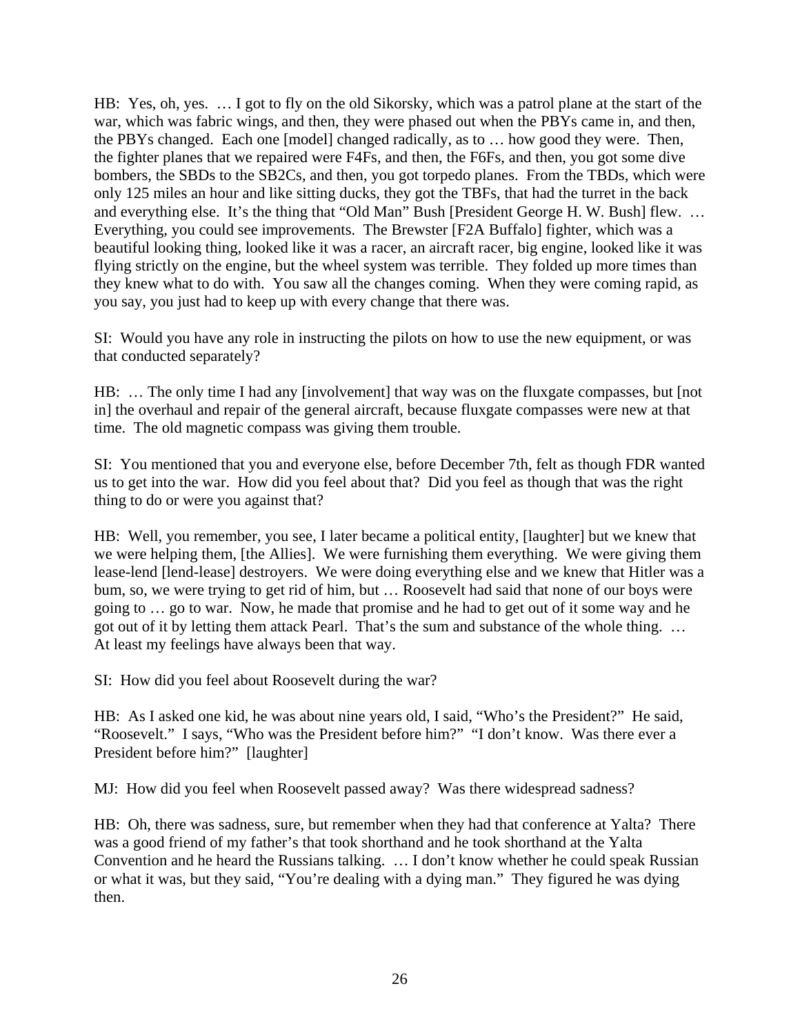HB: Yes, oh, yes. … I got to fly on the old Sikorsky, which was a patrol plane at the start of the war, which was fabric wings, and then, they were phased out when the PBYs came in, and then, the PBYs changed. Each one [model] changed radically, as to … how good they were. Then, the fighter planes that we repaired were F4Fs, and then, the F6Fs, and then, you got some dive bombers, the SBDs to the SB2Cs, and then, you got torpedo planes. From the TBDs, which were only 125 miles an hour and like sitting ducks, they got the TBFs, that had the turret in the back and everything else. It's the thing that "Old Man" Bush [President George H. W. Bush] flew. … Everything, you could see improvements. The Brewster [F2A Buffalo] fighter, which was a beautiful looking thing, looked like it was a racer, an aircraft racer, big engine, looked like it was flying strictly on the engine, but the wheel system was terrible. They folded up more times than they knew what to do with. You saw all the changes coming. When they were coming rapid, as you say, you just had to keep up with every change that there was.

SI: Would you have any role in instructing the pilots on how to use the new equipment, or was that conducted separately?

HB: … The only time I had any [involvement] that way was on the fluxgate compasses, but [not in] the overhaul and repair of the general aircraft, because fluxgate compasses were new at that time. The old magnetic compass was giving them trouble.

SI: You mentioned that you and everyone else, before December 7th, felt as though FDR wanted us to get into the war. How did you feel about that? Did you feel as though that was the right thing to do or were you against that?

HB: Well, you remember, you see, I later became a political entity, [laughter] but we knew that we were helping them, [the Allies]. We were furnishing them everything. We were giving them lease-lend [lend-lease] destroyers. We were doing everything else and we knew that Hitler was a bum, so, we were trying to get rid of him, but … Roosevelt had said that none of our boys were going to … go to war. Now, he made that promise and he had to get out of it some way and he got out of it by letting them attack Pearl. That's the sum and substance of the whole thing. … At least my feelings have always been that way.

SI: How did you feel about Roosevelt during the war?

HB: As I asked one kid, he was about nine years old, I said, "Who's the President?" He said, "Roosevelt." I says, "Who was the President before him?" "I don't know. Was there ever a President before him?" [laughter]

MJ: How did you feel when Roosevelt passed away? Was there widespread sadness?

HB: Oh, there was sadness, sure, but remember when they had that conference at Yalta? There was a good friend of my father's that took shorthand and he took shorthand at the Yalta Convention and he heard the Russians talking. … I don't know whether he could speak Russian or what it was, but they said, "You're dealing with a dying man." They figured he was dying then.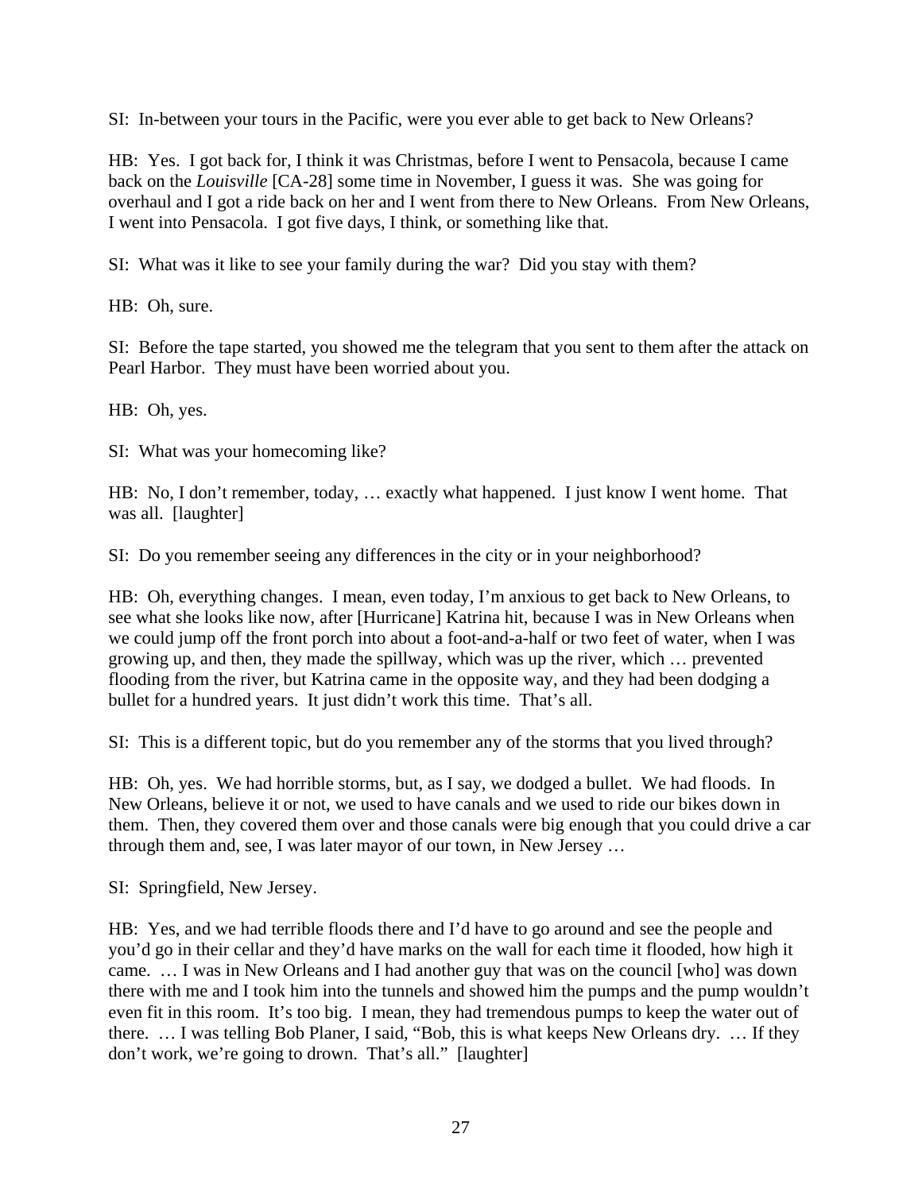SI: In-between your tours in the Pacific, were you ever able to get back to New Orleans?

HB: Yes. I got back for, I think it was Christmas, before I went to Pensacola, because I came back on the *Louisville* [CA-28] some time in November, I guess it was. She was going for overhaul and I got a ride back on her and I went from there to New Orleans. From New Orleans, I went into Pensacola. I got five days, I think, or something like that.

SI: What was it like to see your family during the war? Did you stay with them?

HB: Oh, sure.

SI: Before the tape started, you showed me the telegram that you sent to them after the attack on Pearl Harbor. They must have been worried about you.

HB: Oh, yes.

SI: What was your homecoming like?

HB: No, I don't remember, today, … exactly what happened. I just know I went home. That was all. [laughter]

SI: Do you remember seeing any differences in the city or in your neighborhood?

HB: Oh, everything changes. I mean, even today, I'm anxious to get back to New Orleans, to see what she looks like now, after [Hurricane] Katrina hit, because I was in New Orleans when we could jump off the front porch into about a foot-and-a-half or two feet of water, when I was growing up, and then, they made the spillway, which was up the river, which … prevented flooding from the river, but Katrina came in the opposite way, and they had been dodging a bullet for a hundred years. It just didn't work this time. That's all.

SI: This is a different topic, but do you remember any of the storms that you lived through?

HB: Oh, yes. We had horrible storms, but, as I say, we dodged a bullet. We had floods. In New Orleans, believe it or not, we used to have canals and we used to ride our bikes down in them. Then, they covered them over and those canals were big enough that you could drive a car through them and, see, I was later mayor of our town, in New Jersey …

SI: Springfield, New Jersey.

HB: Yes, and we had terrible floods there and I'd have to go around and see the people and you'd go in their cellar and they'd have marks on the wall for each time it flooded, how high it came. … I was in New Orleans and I had another guy that was on the council [who] was down there with me and I took him into the tunnels and showed him the pumps and the pump wouldn't even fit in this room. It's too big. I mean, they had tremendous pumps to keep the water out of there. … I was telling Bob Planer, I said, "Bob, this is what keeps New Orleans dry. … If they don't work, we're going to drown. That's all." [laughter]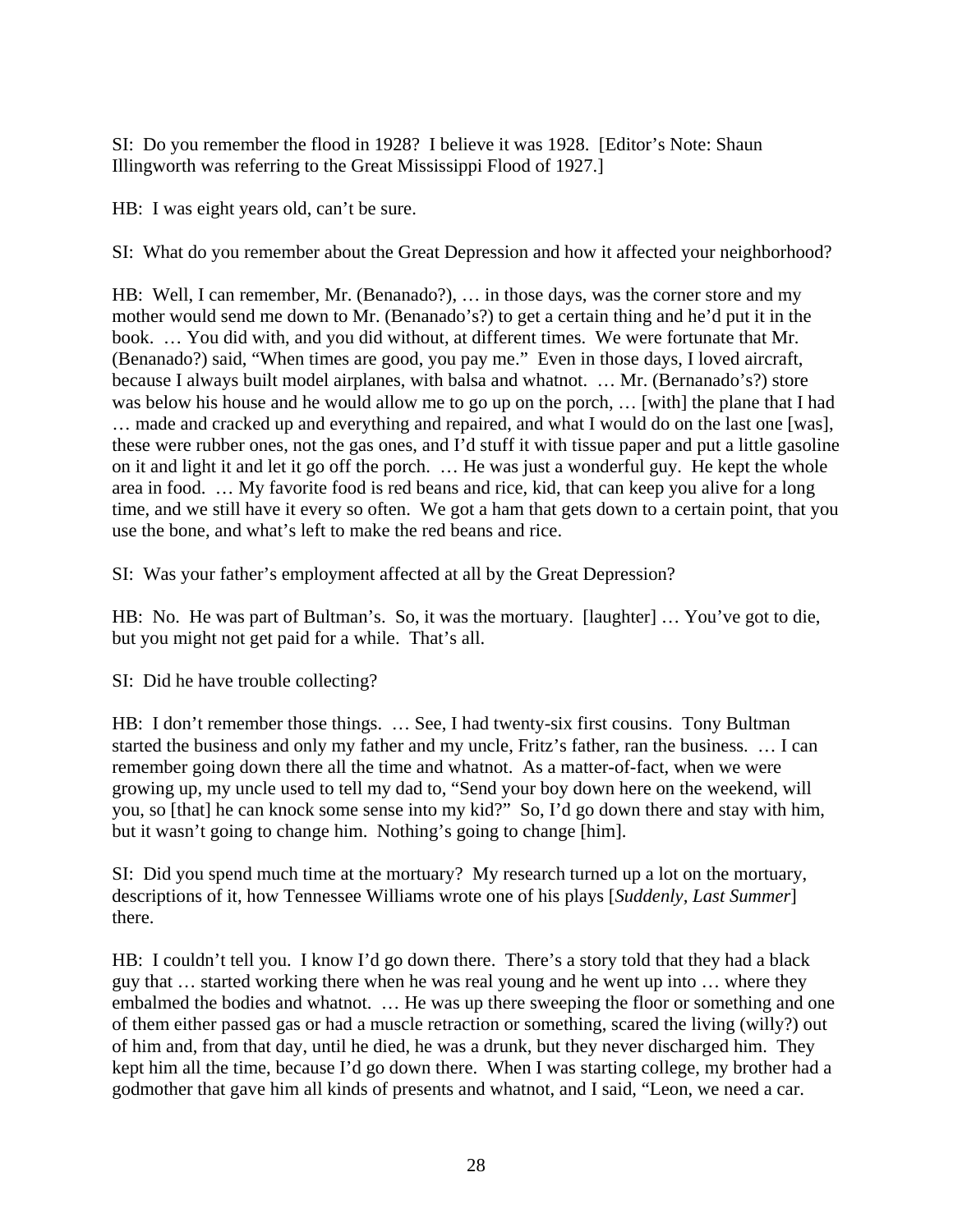SI: Do you remember the flood in 1928? I believe it was 1928. [Editor's Note: Shaun Illingworth was referring to the Great Mississippi Flood of 1927.]

HB: I was eight years old, can't be sure.

SI: What do you remember about the Great Depression and how it affected your neighborhood?

HB: Well, I can remember, Mr. (Benanado?), … in those days, was the corner store and my mother would send me down to Mr. (Benanado's?) to get a certain thing and he'd put it in the book. … You did with, and you did without, at different times. We were fortunate that Mr. (Benanado?) said, "When times are good, you pay me." Even in those days, I loved aircraft, because I always built model airplanes, with balsa and whatnot. … Mr. (Bernanado's?) store was below his house and he would allow me to go up on the porch, … [with] the plane that I had … made and cracked up and everything and repaired, and what I would do on the last one [was], these were rubber ones, not the gas ones, and I'd stuff it with tissue paper and put a little gasoline on it and light it and let it go off the porch. … He was just a wonderful guy. He kept the whole area in food. … My favorite food is red beans and rice, kid, that can keep you alive for a long time, and we still have it every so often. We got a ham that gets down to a certain point, that you use the bone, and what's left to make the red beans and rice.

SI: Was your father's employment affected at all by the Great Depression?

HB: No. He was part of Bultman's. So, it was the mortuary. [laughter] … You've got to die, but you might not get paid for a while. That's all.

SI: Did he have trouble collecting?

HB: I don't remember those things. … See, I had twenty-six first cousins. Tony Bultman started the business and only my father and my uncle, Fritz's father, ran the business. … I can remember going down there all the time and whatnot. As a matter-of-fact, when we were growing up, my uncle used to tell my dad to, "Send your boy down here on the weekend, will you, so [that] he can knock some sense into my kid?" So, I'd go down there and stay with him, but it wasn't going to change him. Nothing's going to change [him].

SI: Did you spend much time at the mortuary? My research turned up a lot on the mortuary, descriptions of it, how Tennessee Williams wrote one of his plays [*Suddenly, Last Summer*] there.

HB: I couldn't tell you. I know I'd go down there. There's a story told that they had a black guy that … started working there when he was real young and he went up into … where they embalmed the bodies and whatnot. … He was up there sweeping the floor or something and one of them either passed gas or had a muscle retraction or something, scared the living (willy?) out of him and, from that day, until he died, he was a drunk, but they never discharged him. They kept him all the time, because I'd go down there. When I was starting college, my brother had a godmother that gave him all kinds of presents and whatnot, and I said, "Leon, we need a car.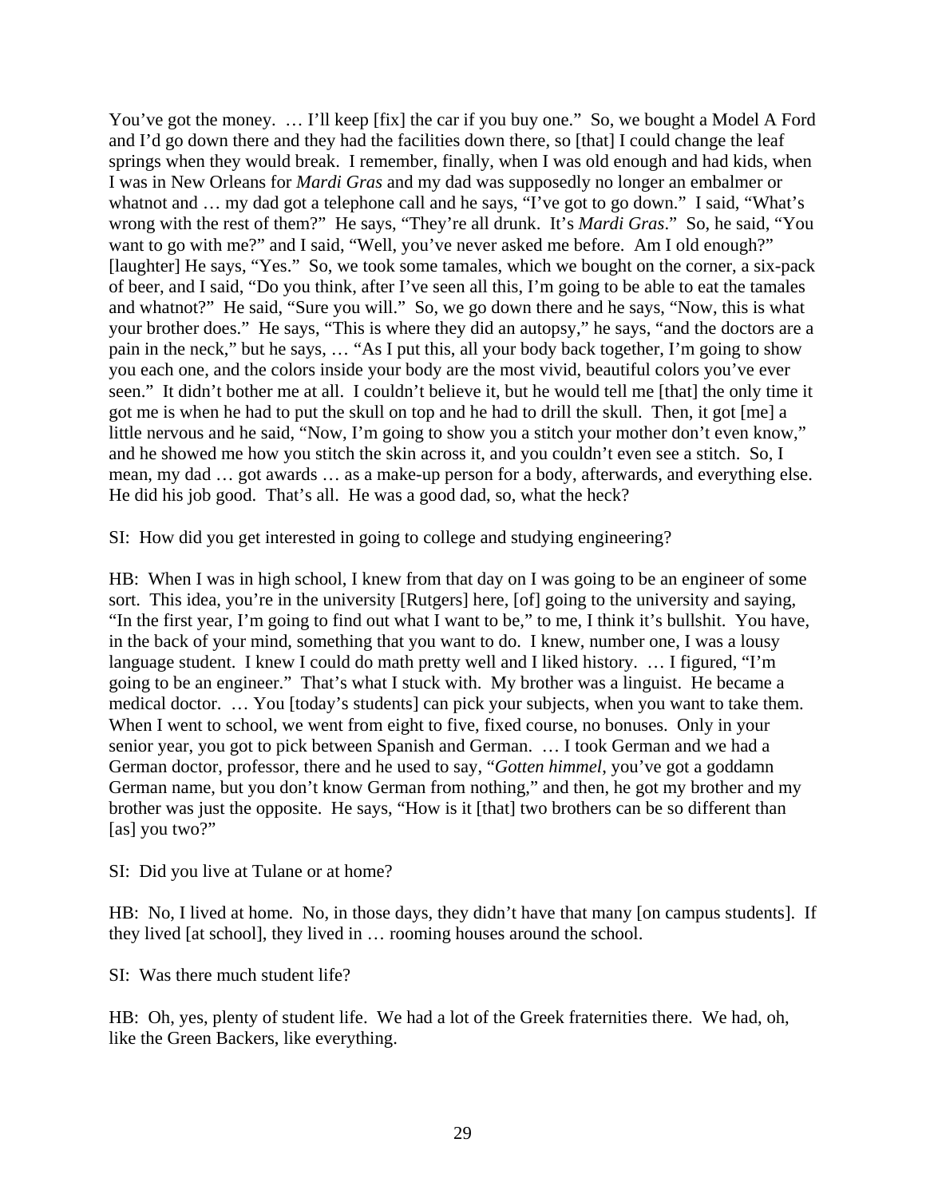You've got the money. … I'll keep [fix] the car if you buy one." So, we bought a Model A Ford and I'd go down there and they had the facilities down there, so [that] I could change the leaf springs when they would break. I remember, finally, when I was old enough and had kids, when I was in New Orleans for *Mardi Gras* and my dad was supposedly no longer an embalmer or whatnot and … my dad got a telephone call and he says, "I've got to go down." I said, "What's wrong with the rest of them?" He says, "They're all drunk. It's *Mardi Gras*." So, he said, "You want to go with me?" and I said, "Well, you've never asked me before. Am I old enough?" [laughter] He says, "Yes." So, we took some tamales, which we bought on the corner, a six-pack of beer, and I said, "Do you think, after I've seen all this, I'm going to be able to eat the tamales and whatnot?" He said, "Sure you will." So, we go down there and he says, "Now, this is what your brother does." He says, "This is where they did an autopsy," he says, "and the doctors are a pain in the neck," but he says, … "As I put this, all your body back together, I'm going to show you each one, and the colors inside your body are the most vivid, beautiful colors you've ever seen." It didn't bother me at all. I couldn't believe it, but he would tell me [that] the only time it got me is when he had to put the skull on top and he had to drill the skull. Then, it got [me] a little nervous and he said, "Now, I'm going to show you a stitch your mother don't even know," and he showed me how you stitch the skin across it, and you couldn't even see a stitch. So, I mean, my dad … got awards … as a make-up person for a body, afterwards, and everything else. He did his job good. That's all. He was a good dad, so, what the heck?

SI: How did you get interested in going to college and studying engineering?

HB: When I was in high school, I knew from that day on I was going to be an engineer of some sort. This idea, you're in the university [Rutgers] here, [of] going to the university and saying, "In the first year, I'm going to find out what I want to be," to me, I think it's bullshit. You have, in the back of your mind, something that you want to do. I knew, number one, I was a lousy language student. I knew I could do math pretty well and I liked history. … I figured, "I'm going to be an engineer." That's what I stuck with. My brother was a linguist. He became a medical doctor. … You [today's students] can pick your subjects, when you want to take them. When I went to school, we went from eight to five, fixed course, no bonuses. Only in your senior year, you got to pick between Spanish and German. … I took German and we had a German doctor, professor, there and he used to say, "*Gotten himmel*, you've got a goddamn German name, but you don't know German from nothing," and then, he got my brother and my brother was just the opposite. He says, "How is it [that] two brothers can be so different than [as] you two?"

SI: Did you live at Tulane or at home?

HB: No, I lived at home. No, in those days, they didn't have that many [on campus students]. If they lived [at school], they lived in … rooming houses around the school.

SI: Was there much student life?

HB: Oh, yes, plenty of student life. We had a lot of the Greek fraternities there. We had, oh, like the Green Backers, like everything.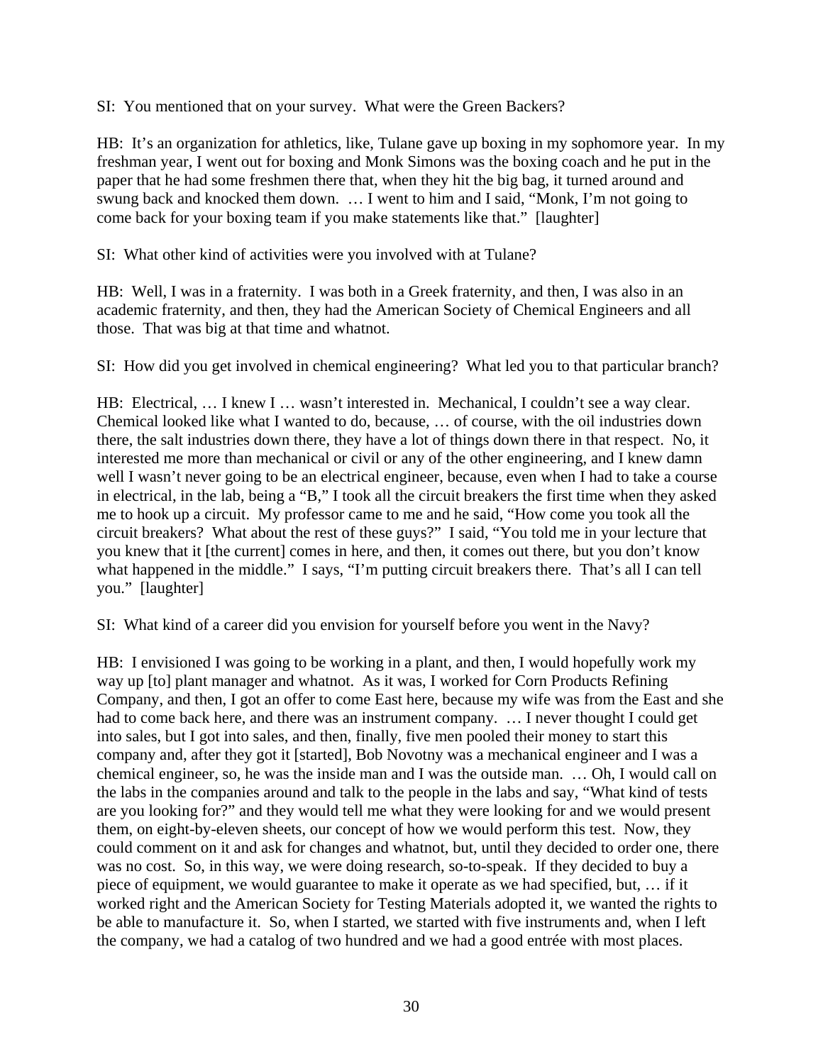SI: You mentioned that on your survey. What were the Green Backers?

HB: It's an organization for athletics, like, Tulane gave up boxing in my sophomore year. In my freshman year, I went out for boxing and Monk Simons was the boxing coach and he put in the paper that he had some freshmen there that, when they hit the big bag, it turned around and swung back and knocked them down. … I went to him and I said, "Monk, I'm not going to come back for your boxing team if you make statements like that." [laughter]

SI: What other kind of activities were you involved with at Tulane?

HB: Well, I was in a fraternity. I was both in a Greek fraternity, and then, I was also in an academic fraternity, and then, they had the American Society of Chemical Engineers and all those. That was big at that time and whatnot.

SI: How did you get involved in chemical engineering? What led you to that particular branch?

HB: Electrical, … I knew I … wasn't interested in. Mechanical, I couldn't see a way clear. Chemical looked like what I wanted to do, because, … of course, with the oil industries down there, the salt industries down there, they have a lot of things down there in that respect. No, it interested me more than mechanical or civil or any of the other engineering, and I knew damn well I wasn't never going to be an electrical engineer, because, even when I had to take a course in electrical, in the lab, being a "B," I took all the circuit breakers the first time when they asked me to hook up a circuit. My professor came to me and he said, "How come you took all the circuit breakers? What about the rest of these guys?" I said, "You told me in your lecture that you knew that it [the current] comes in here, and then, it comes out there, but you don't know what happened in the middle." I says, "I'm putting circuit breakers there. That's all I can tell you." [laughter]

SI: What kind of a career did you envision for yourself before you went in the Navy?

HB: I envisioned I was going to be working in a plant, and then, I would hopefully work my way up [to] plant manager and whatnot. As it was, I worked for Corn Products Refining Company, and then, I got an offer to come East here, because my wife was from the East and she had to come back here, and there was an instrument company. … I never thought I could get into sales, but I got into sales, and then, finally, five men pooled their money to start this company and, after they got it [started], Bob Novotny was a mechanical engineer and I was a chemical engineer, so, he was the inside man and I was the outside man. … Oh, I would call on the labs in the companies around and talk to the people in the labs and say, "What kind of tests are you looking for?" and they would tell me what they were looking for and we would present them, on eight-by-eleven sheets, our concept of how we would perform this test. Now, they could comment on it and ask for changes and whatnot, but, until they decided to order one, there was no cost. So, in this way, we were doing research, so-to-speak. If they decided to buy a piece of equipment, we would guarantee to make it operate as we had specified, but, … if it worked right and the American Society for Testing Materials adopted it, we wanted the rights to be able to manufacture it. So, when I started, we started with five instruments and, when I left the company, we had a catalog of two hundred and we had a good entrée with most places.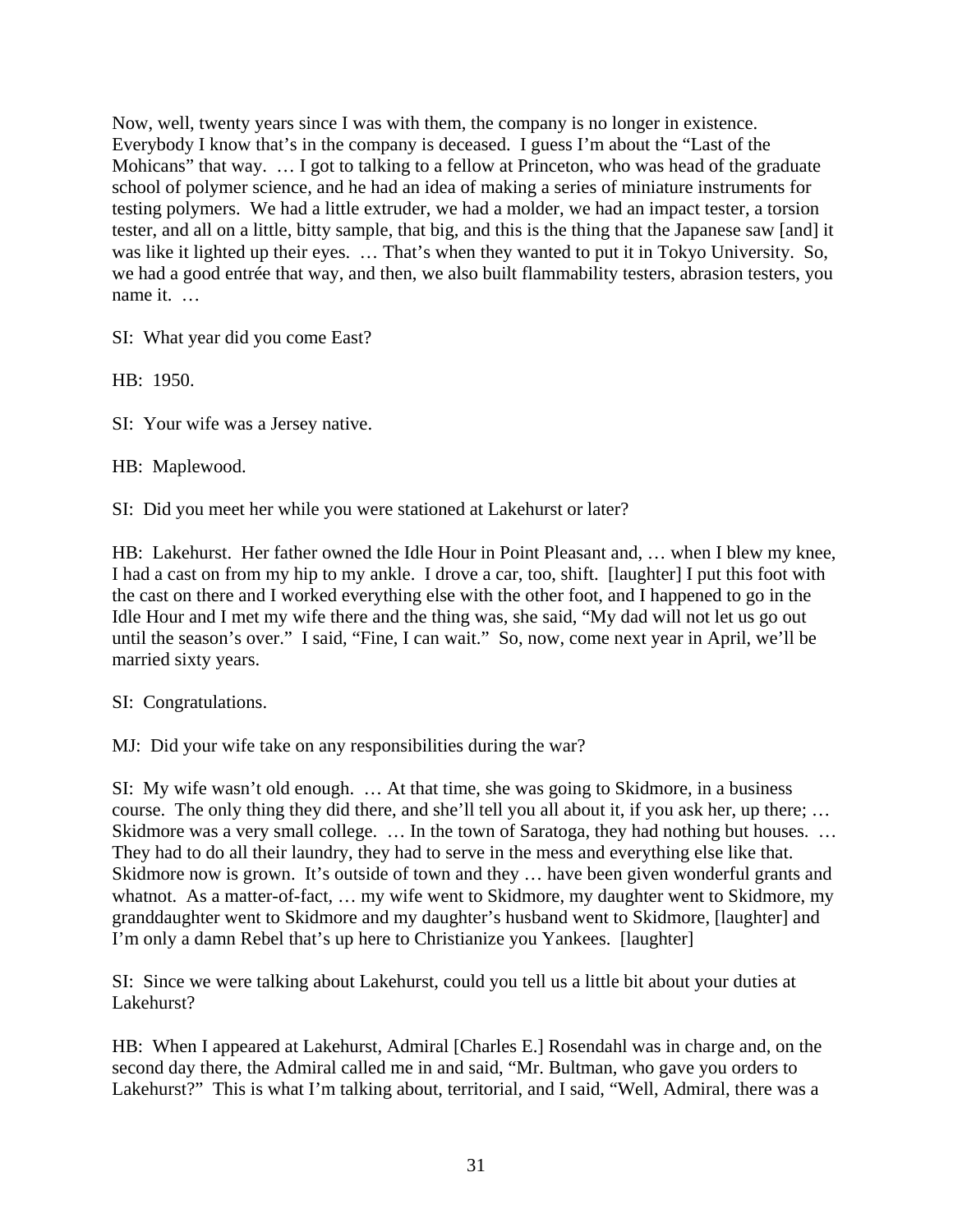Now, well, twenty years since I was with them, the company is no longer in existence. Everybody I know that's in the company is deceased. I guess I'm about the "Last of the Mohicans" that way. … I got to talking to a fellow at Princeton, who was head of the graduate school of polymer science, and he had an idea of making a series of miniature instruments for testing polymers. We had a little extruder, we had a molder, we had an impact tester, a torsion tester, and all on a little, bitty sample, that big, and this is the thing that the Japanese saw [and] it was like it lighted up their eyes. … That's when they wanted to put it in Tokyo University. So, we had a good entrée that way, and then, we also built flammability testers, abrasion testers, you name it. …

SI: What year did you come East?

HB: 1950.

SI: Your wife was a Jersey native.

HB: Maplewood.

SI: Did you meet her while you were stationed at Lakehurst or later?

HB: Lakehurst. Her father owned the Idle Hour in Point Pleasant and, … when I blew my knee, I had a cast on from my hip to my ankle. I drove a car, too, shift. [laughter] I put this foot with the cast on there and I worked everything else with the other foot, and I happened to go in the Idle Hour and I met my wife there and the thing was, she said, "My dad will not let us go out until the season's over." I said, "Fine, I can wait." So, now, come next year in April, we'll be married sixty years.

SI: Congratulations.

MJ: Did your wife take on any responsibilities during the war?

SI: My wife wasn't old enough. … At that time, she was going to Skidmore, in a business course. The only thing they did there, and she'll tell you all about it, if you ask her, up there; … Skidmore was a very small college. … In the town of Saratoga, they had nothing but houses. … They had to do all their laundry, they had to serve in the mess and everything else like that. Skidmore now is grown. It's outside of town and they … have been given wonderful grants and whatnot. As a matter-of-fact, … my wife went to Skidmore, my daughter went to Skidmore, my granddaughter went to Skidmore and my daughter's husband went to Skidmore, [laughter] and I'm only a damn Rebel that's up here to Christianize you Yankees. [laughter]

SI: Since we were talking about Lakehurst, could you tell us a little bit about your duties at Lakehurst?

HB: When I appeared at Lakehurst, Admiral [Charles E.] Rosendahl was in charge and, on the second day there, the Admiral called me in and said, "Mr. Bultman, who gave you orders to Lakehurst?" This is what I'm talking about, territorial, and I said, "Well, Admiral, there was a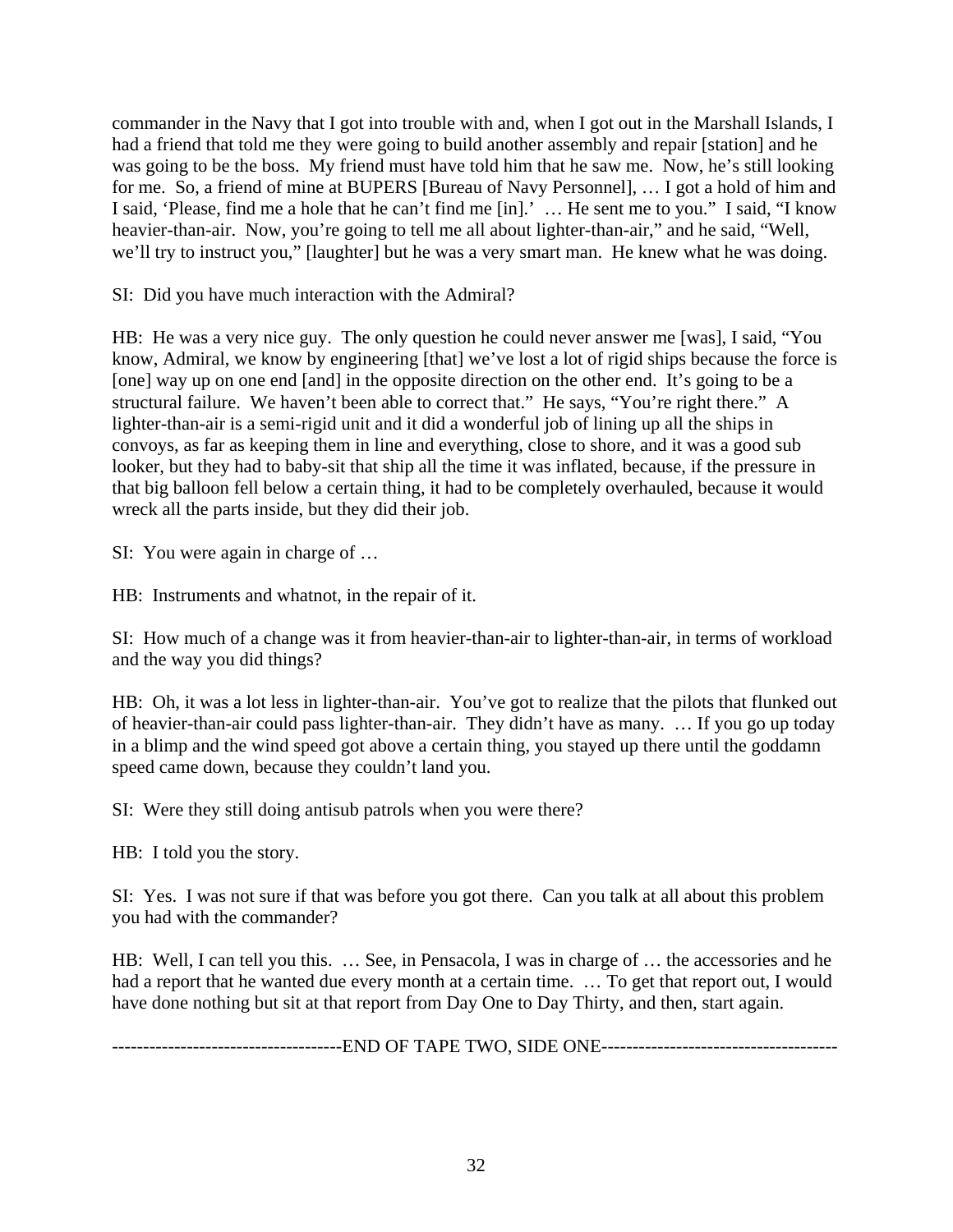commander in the Navy that I got into trouble with and, when I got out in the Marshall Islands, I had a friend that told me they were going to build another assembly and repair [station] and he was going to be the boss. My friend must have told him that he saw me. Now, he's still looking for me. So, a friend of mine at BUPERS [Bureau of Navy Personnel], … I got a hold of him and I said, 'Please, find me a hole that he can't find me [in].' … He sent me to you." I said, "I know heavier-than-air. Now, you're going to tell me all about lighter-than-air," and he said, "Well, we'll try to instruct you," [laughter] but he was a very smart man. He knew what he was doing.

SI: Did you have much interaction with the Admiral?

HB: He was a very nice guy. The only question he could never answer me [was], I said, "You know, Admiral, we know by engineering [that] we've lost a lot of rigid ships because the force is [one] way up on one end [and] in the opposite direction on the other end. It's going to be a structural failure. We haven't been able to correct that." He says, "You're right there." A lighter-than-air is a semi-rigid unit and it did a wonderful job of lining up all the ships in convoys, as far as keeping them in line and everything, close to shore, and it was a good sub looker, but they had to baby-sit that ship all the time it was inflated, because, if the pressure in that big balloon fell below a certain thing, it had to be completely overhauled, because it would wreck all the parts inside, but they did their job.

SI: You were again in charge of …

HB: Instruments and whatnot, in the repair of it.

SI: How much of a change was it from heavier-than-air to lighter-than-air, in terms of workload and the way you did things?

HB: Oh, it was a lot less in lighter-than-air. You've got to realize that the pilots that flunked out of heavier-than-air could pass lighter-than-air. They didn't have as many. … If you go up today in a blimp and the wind speed got above a certain thing, you stayed up there until the goddamn speed came down, because they couldn't land you.

SI: Were they still doing antisub patrols when you were there?

HB: I told you the story.

SI: Yes. I was not sure if that was before you got there. Can you talk at all about this problem you had with the commander?

HB: Well, I can tell you this. … See, in Pensacola, I was in charge of … the accessories and he had a report that he wanted due every month at a certain time. … To get that report out, I would have done nothing but sit at that report from Day One to Day Thirty, and then, start again.

------------------------------------END OF TAPE TWO, SIDE ONE-------------------------------------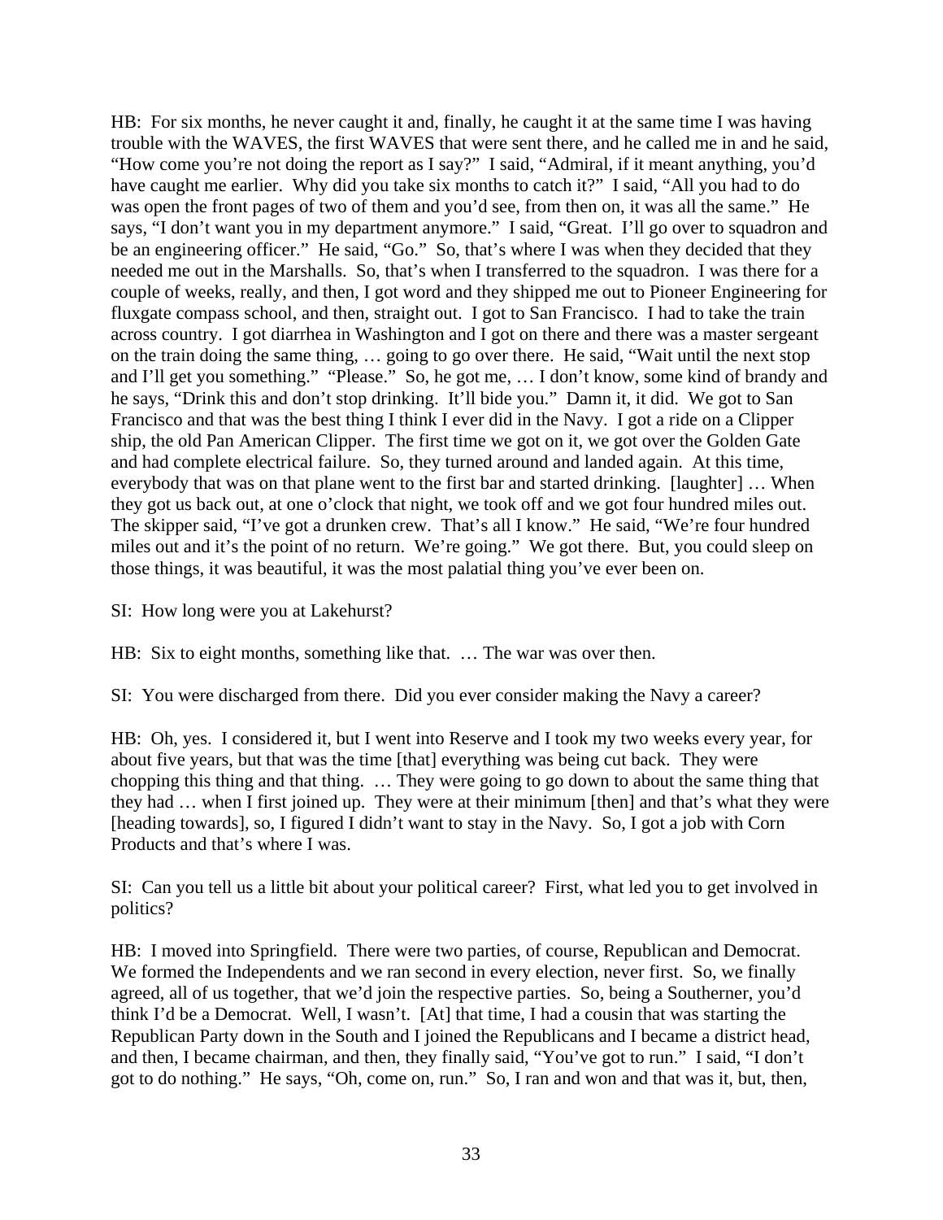HB: For six months, he never caught it and, finally, he caught it at the same time I was having trouble with the WAVES, the first WAVES that were sent there, and he called me in and he said, "How come you're not doing the report as I say?" I said, "Admiral, if it meant anything, you'd have caught me earlier. Why did you take six months to catch it?" I said, "All you had to do was open the front pages of two of them and you'd see, from then on, it was all the same." He says, "I don't want you in my department anymore." I said, "Great. I'll go over to squadron and be an engineering officer." He said, "Go." So, that's where I was when they decided that they needed me out in the Marshalls. So, that's when I transferred to the squadron. I was there for a couple of weeks, really, and then, I got word and they shipped me out to Pioneer Engineering for fluxgate compass school, and then, straight out. I got to San Francisco. I had to take the train across country. I got diarrhea in Washington and I got on there and there was a master sergeant on the train doing the same thing, … going to go over there. He said, "Wait until the next stop and I'll get you something." "Please." So, he got me, … I don't know, some kind of brandy and he says, "Drink this and don't stop drinking. It'll bide you." Damn it, it did. We got to San Francisco and that was the best thing I think I ever did in the Navy. I got a ride on a Clipper ship, the old Pan American Clipper. The first time we got on it, we got over the Golden Gate and had complete electrical failure. So, they turned around and landed again. At this time, everybody that was on that plane went to the first bar and started drinking. [laughter] … When they got us back out, at one o'clock that night, we took off and we got four hundred miles out. The skipper said, "I've got a drunken crew. That's all I know." He said, "We're four hundred miles out and it's the point of no return. We're going." We got there. But, you could sleep on those things, it was beautiful, it was the most palatial thing you've ever been on.

SI: How long were you at Lakehurst?

HB: Six to eight months, something like that. … The war was over then.

SI: You were discharged from there. Did you ever consider making the Navy a career?

HB: Oh, yes. I considered it, but I went into Reserve and I took my two weeks every year, for about five years, but that was the time [that] everything was being cut back. They were chopping this thing and that thing. … They were going to go down to about the same thing that they had … when I first joined up. They were at their minimum [then] and that's what they were [heading towards], so, I figured I didn't want to stay in the Navy. So, I got a job with Corn Products and that's where I was.

SI: Can you tell us a little bit about your political career? First, what led you to get involved in politics?

HB: I moved into Springfield. There were two parties, of course, Republican and Democrat. We formed the Independents and we ran second in every election, never first. So, we finally agreed, all of us together, that we'd join the respective parties. So, being a Southerner, you'd think I'd be a Democrat. Well, I wasn't. [At] that time, I had a cousin that was starting the Republican Party down in the South and I joined the Republicans and I became a district head, and then, I became chairman, and then, they finally said, "You've got to run." I said, "I don't got to do nothing." He says, "Oh, come on, run." So, I ran and won and that was it, but, then,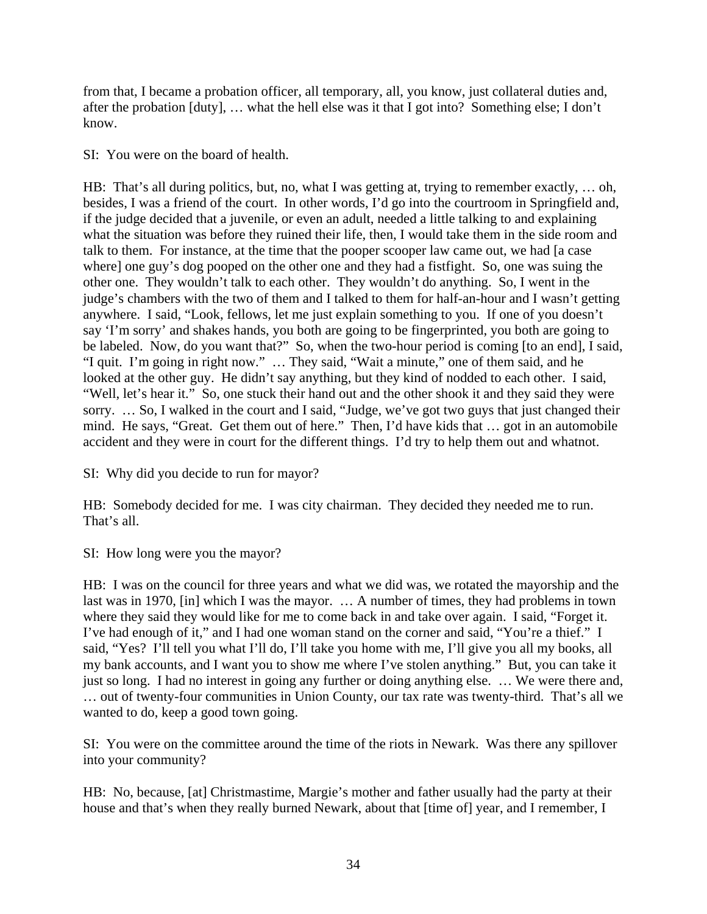from that, I became a probation officer, all temporary, all, you know, just collateral duties and, after the probation [duty], … what the hell else was it that I got into? Something else; I don't know.

SI: You were on the board of health.

HB: That's all during politics, but, no, what I was getting at, trying to remember exactly, … oh, besides, I was a friend of the court. In other words, I'd go into the courtroom in Springfield and, if the judge decided that a juvenile, or even an adult, needed a little talking to and explaining what the situation was before they ruined their life, then, I would take them in the side room and talk to them. For instance, at the time that the pooper scooper law came out, we had [a case where] one guy's dog pooped on the other one and they had a fistfight. So, one was suing the other one. They wouldn't talk to each other. They wouldn't do anything. So, I went in the judge's chambers with the two of them and I talked to them for half-an-hour and I wasn't getting anywhere. I said, "Look, fellows, let me just explain something to you. If one of you doesn't say 'I'm sorry' and shakes hands, you both are going to be fingerprinted, you both are going to be labeled. Now, do you want that?" So, when the two-hour period is coming [to an end], I said, "I quit. I'm going in right now." … They said, "Wait a minute," one of them said, and he looked at the other guy. He didn't say anything, but they kind of nodded to each other. I said, "Well, let's hear it." So, one stuck their hand out and the other shook it and they said they were sorry. … So, I walked in the court and I said, "Judge, we've got two guys that just changed their mind. He says, "Great. Get them out of here." Then, I'd have kids that … got in an automobile accident and they were in court for the different things. I'd try to help them out and whatnot.

SI: Why did you decide to run for mayor?

HB: Somebody decided for me. I was city chairman. They decided they needed me to run. That's all.

SI: How long were you the mayor?

HB: I was on the council for three years and what we did was, we rotated the mayorship and the last was in 1970, [in] which I was the mayor. … A number of times, they had problems in town where they said they would like for me to come back in and take over again. I said, "Forget it. I've had enough of it," and I had one woman stand on the corner and said, "You're a thief." I said, "Yes? I'll tell you what I'll do, I'll take you home with me, I'll give you all my books, all my bank accounts, and I want you to show me where I've stolen anything." But, you can take it just so long. I had no interest in going any further or doing anything else. … We were there and, … out of twenty-four communities in Union County, our tax rate was twenty-third. That's all we wanted to do, keep a good town going.

SI: You were on the committee around the time of the riots in Newark. Was there any spillover into your community?

HB: No, because, [at] Christmastime, Margie's mother and father usually had the party at their house and that's when they really burned Newark, about that [time of] year, and I remember, I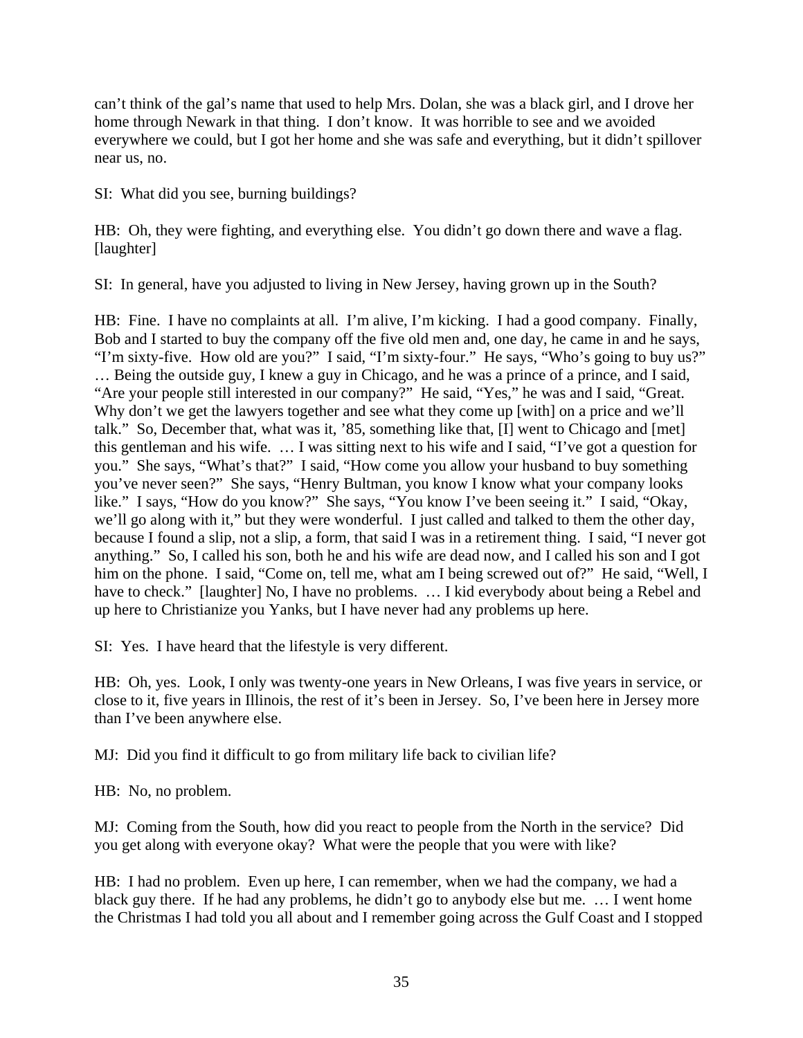can't think of the gal's name that used to help Mrs. Dolan, she was a black girl, and I drove her home through Newark in that thing. I don't know. It was horrible to see and we avoided everywhere we could, but I got her home and she was safe and everything, but it didn't spillover near us, no.

SI: What did you see, burning buildings?

HB: Oh, they were fighting, and everything else. You didn't go down there and wave a flag. [laughter]

SI: In general, have you adjusted to living in New Jersey, having grown up in the South?

HB: Fine. I have no complaints at all. I'm alive, I'm kicking. I had a good company. Finally, Bob and I started to buy the company off the five old men and, one day, he came in and he says, "I'm sixty-five. How old are you?" I said, "I'm sixty-four." He says, "Who's going to buy us?" … Being the outside guy, I knew a guy in Chicago, and he was a prince of a prince, and I said, "Are your people still interested in our company?" He said, "Yes," he was and I said, "Great. Why don't we get the lawyers together and see what they come up [with] on a price and we'll talk." So, December that, what was it, '85, something like that, [I] went to Chicago and [met] this gentleman and his wife. … I was sitting next to his wife and I said, "I've got a question for you." She says, "What's that?" I said, "How come you allow your husband to buy something you've never seen?" She says, "Henry Bultman, you know I know what your company looks like." I says, "How do you know?" She says, "You know I've been seeing it." I said, "Okay, we'll go along with it," but they were wonderful. I just called and talked to them the other day, because I found a slip, not a slip, a form, that said I was in a retirement thing. I said, "I never got anything." So, I called his son, both he and his wife are dead now, and I called his son and I got him on the phone. I said, "Come on, tell me, what am I being screwed out of?" He said, "Well, I have to check." [laughter] No, I have no problems. … I kid everybody about being a Rebel and up here to Christianize you Yanks, but I have never had any problems up here.

SI: Yes. I have heard that the lifestyle is very different.

HB: Oh, yes. Look, I only was twenty-one years in New Orleans, I was five years in service, or close to it, five years in Illinois, the rest of it's been in Jersey. So, I've been here in Jersey more than I've been anywhere else.

MJ: Did you find it difficult to go from military life back to civilian life?

HB: No, no problem.

MJ: Coming from the South, how did you react to people from the North in the service? Did you get along with everyone okay? What were the people that you were with like?

HB: I had no problem. Even up here, I can remember, when we had the company, we had a black guy there. If he had any problems, he didn't go to anybody else but me. … I went home the Christmas I had told you all about and I remember going across the Gulf Coast and I stopped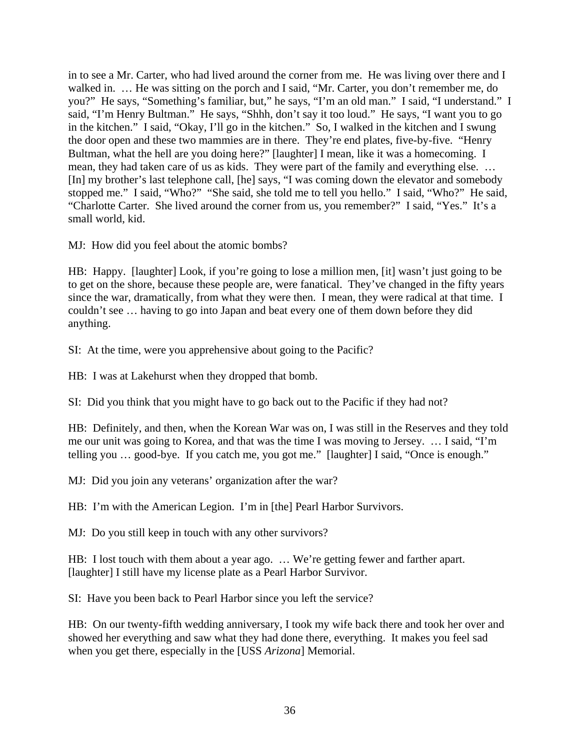in to see a Mr. Carter, who had lived around the corner from me. He was living over there and I walked in. … He was sitting on the porch and I said, "Mr. Carter, you don't remember me, do you?" He says, "Something's familiar, but," he says, "I'm an old man." I said, "I understand." I said, "I'm Henry Bultman." He says, "Shhh, don't say it too loud." He says, "I want you to go in the kitchen." I said, "Okay, I'll go in the kitchen." So, I walked in the kitchen and I swung the door open and these two mammies are in there. They're end plates, five-by-five. "Henry Bultman, what the hell are you doing here?" [laughter] I mean, like it was a homecoming. I mean, they had taken care of us as kids. They were part of the family and everything else. … [In] my brother's last telephone call, [he] says, "I was coming down the elevator and somebody stopped me." I said, "Who?" "She said, she told me to tell you hello." I said, "Who?" He said, "Charlotte Carter. She lived around the corner from us, you remember?" I said, "Yes." It's a small world, kid.

MJ: How did you feel about the atomic bombs?

HB: Happy. [laughter] Look, if you're going to lose a million men, [it] wasn't just going to be to get on the shore, because these people are, were fanatical. They've changed in the fifty years since the war, dramatically, from what they were then. I mean, they were radical at that time. I couldn't see … having to go into Japan and beat every one of them down before they did anything.

SI: At the time, were you apprehensive about going to the Pacific?

HB: I was at Lakehurst when they dropped that bomb.

SI: Did you think that you might have to go back out to the Pacific if they had not?

HB: Definitely, and then, when the Korean War was on, I was still in the Reserves and they told me our unit was going to Korea, and that was the time I was moving to Jersey. … I said, "I'm telling you … good-bye. If you catch me, you got me." [laughter] I said, "Once is enough."

MJ: Did you join any veterans' organization after the war?

HB: I'm with the American Legion. I'm in [the] Pearl Harbor Survivors.

MJ: Do you still keep in touch with any other survivors?

HB: I lost touch with them about a year ago. … We're getting fewer and farther apart. [laughter] I still have my license plate as a Pearl Harbor Survivor.

SI: Have you been back to Pearl Harbor since you left the service?

HB: On our twenty-fifth wedding anniversary, I took my wife back there and took her over and showed her everything and saw what they had done there, everything. It makes you feel sad when you get there, especially in the [USS *Arizona*] Memorial.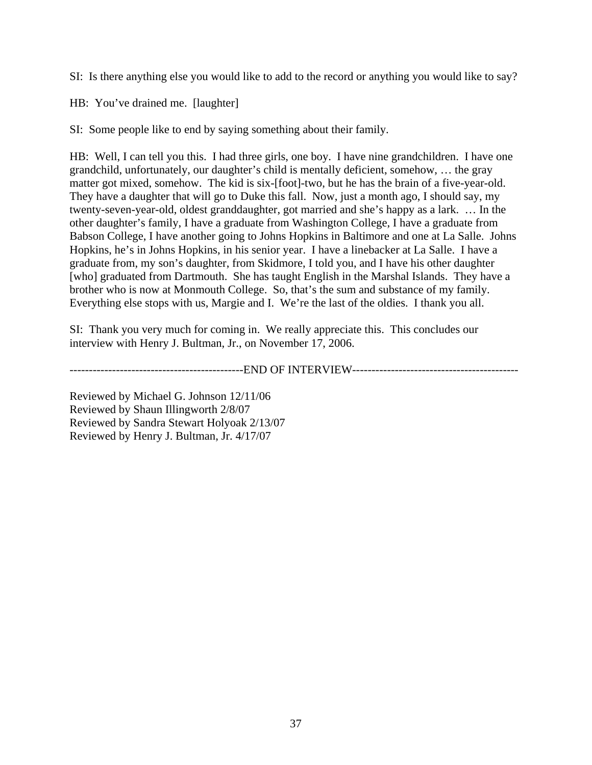SI: Is there anything else you would like to add to the record or anything you would like to say?

HB: You've drained me. [laughter]

SI: Some people like to end by saying something about their family.

HB: Well, I can tell you this. I had three girls, one boy. I have nine grandchildren. I have one grandchild, unfortunately, our daughter's child is mentally deficient, somehow, … the gray matter got mixed, somehow. The kid is six-[foot]-two, but he has the brain of a five-year-old. They have a daughter that will go to Duke this fall. Now, just a month ago, I should say, my twenty-seven-year-old, oldest granddaughter, got married and she's happy as a lark. … In the other daughter's family, I have a graduate from Washington College, I have a graduate from Babson College, I have another going to Johns Hopkins in Baltimore and one at La Salle. Johns Hopkins, he's in Johns Hopkins, in his senior year. I have a linebacker at La Salle. I have a graduate from, my son's daughter, from Skidmore, I told you, and I have his other daughter [who] graduated from Dartmouth. She has taught English in the Marshal Islands. They have a brother who is now at Monmouth College. So, that's the sum and substance of my family. Everything else stops with us, Margie and I. We're the last of the oldies. I thank you all.

SI: Thank you very much for coming in. We really appreciate this. This concludes our interview with Henry J. Bultman, Jr., on November 17, 2006.

---------------------------------------------END OF INTERVIEW-------------------------------------------

Reviewed by Michael G. Johnson 12/11/06
Reviewed by Shaun Illingworth 2/8/07
Reviewed by Sandra Stewart Holyoak 2/13/07
Reviewed by Henry J. Bultman, Jr. 4/17/07